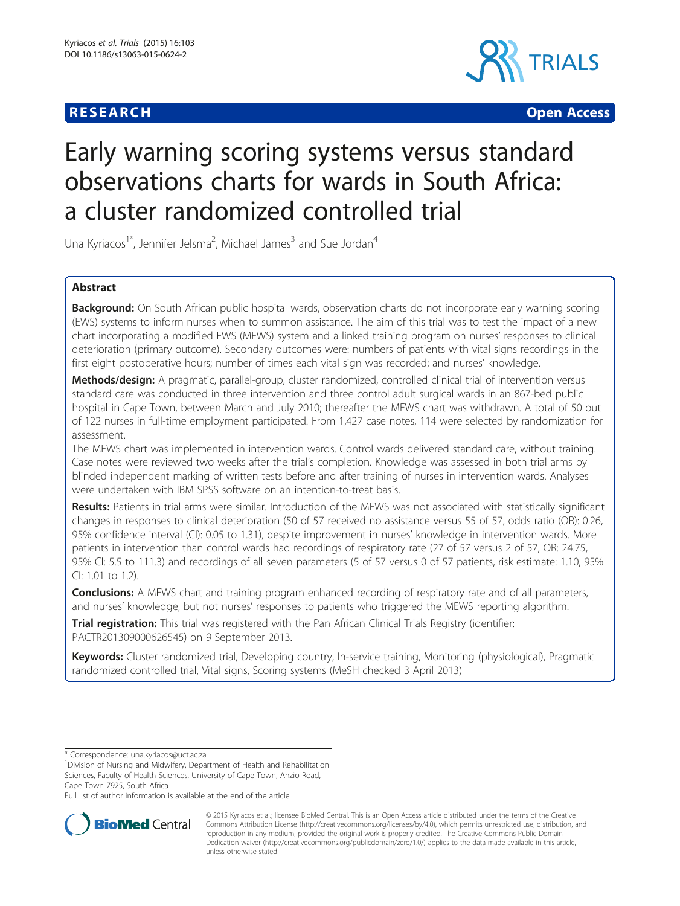**RESEARCH Open Access**

# Early warning scoring systems versus standard observations charts for wards in South Africa: a cluster randomized controlled trial

Una Kyriacos[1*], Jennifer Jelsma[2], Michael James[3] and Sue Jordan[4]

## Abstract

**Background:** On South African public hospital wards, observation charts do not incorporate early warning scoring (EWS) systems to inform nurses when to summon assistance. The aim of this trial was to test the impact of a new chart incorporating a modified EWS (MEWS) system and a linked training program on nurses' responses to clinical deterioration (primary outcome). Secondary outcomes were: numbers of patients with vital signs recordings in the first eight postoperative hours; number of times each vital sign was recorded; and nurses' knowledge.

**Methods/design:** A pragmatic, parallel-group, cluster randomized, controlled clinical trial of intervention versus standard care was conducted in three intervention and three control adult surgical wards in an 867-bed public hospital in Cape Town, between March and July 2010; thereafter the MEWS chart was withdrawn. A total of 50 out of 122 nurses in full-time employment participated. From 1,427 case notes, 114 were selected by randomization for assessment.

The MEWS chart was implemented in intervention wards. Control wards delivered standard care, without training. Case notes were reviewed two weeks after the trial's completion. Knowledge was assessed in both trial arms by blinded independent marking of written tests before and after training of nurses in intervention wards. Analyses were undertaken with IBM SPSS software on an intention-to-treat basis.

**Results:** Patients in trial arms were similar. Introduction of the MEWS was not associated with statistically significant changes in responses to clinical deterioration (50 of 57 received no assistance versus 55 of 57, odds ratio (OR): 0.26, 95% confidence interval (CI): 0.05 to 1.31), despite improvement in nurses' knowledge in intervention wards. More patients in intervention than control wards had recordings of respiratory rate (27 of 57 versus 2 of 57, OR: 24.75, 95% CI: 5.5 to 111.3) and recordings of all seven parameters (5 of 57 versus 0 of 57 patients, risk estimate: 1.10, 95% CI: 1.01 to 1.2).

**Conclusions:** A MEWS chart and training program enhanced recording of respiratory rate and of all parameters, and nurses' knowledge, but not nurses' responses to patients who triggered the MEWS reporting algorithm.

**Trial registration:** This trial was registered with the Pan African Clinical Trials Registry (identifier: PACTR201309000626545) on 9 September 2013.

**Keywords:** Cluster randomized trial, Developing country, In-service training, Monitoring (physiological), Pragmatic randomized controlled trial, Vital signs, Scoring systems (MeSH checked 3 April 2013)

\* Correspondence: una.kyriacos@uct.ac.za

[1]Division of Nursing and Midwifery, Department of Health and Rehabilitation Sciences, Faculty of Health Sciences, University of Cape Town, Anzio Road, Cape Town 7925, South Africa

Full list of author information is available at the end of the article

© 2015 Kyriacos et al.; licensee BioMed Central. This is an Open Access article distributed under the terms of the Creative Commons Attribution License (http://creativecommons.org/licenses/by/4.0), which permits unrestricted use, distribution, and reproduction in any medium, provided the original work is properly credited. The Creative Commons Public Domain Dedication waiver (http://creativecommons.org/publicdomain/zero/1.0/) applies to the data made available in this article, unless otherwise stated.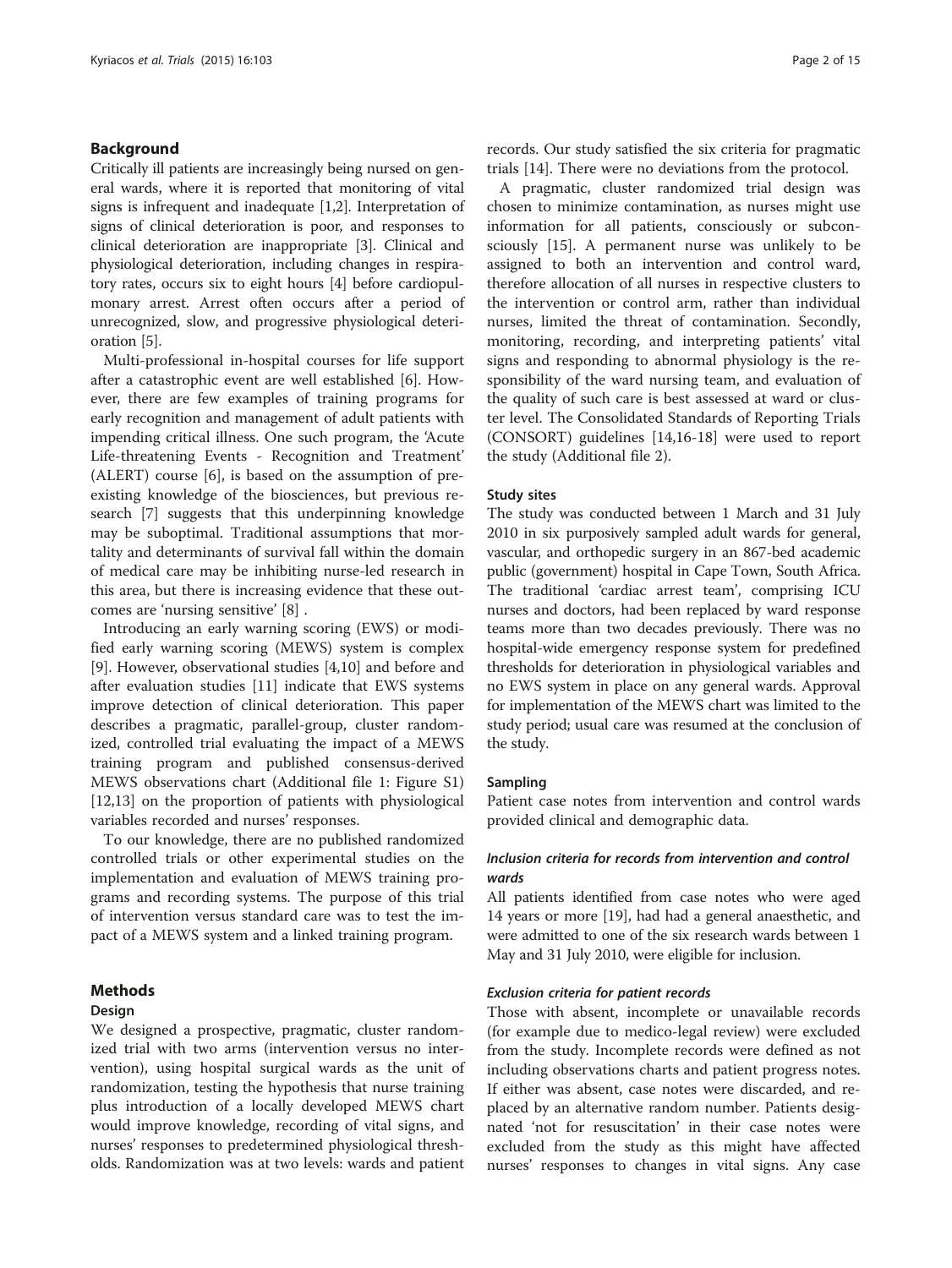## Background

Critically ill patients are increasingly being nursed on general wards, where it is reported that monitoring of vital signs is infrequent and inadequate [1,2]. Interpretation of signs of clinical deterioration is poor, and responses to clinical deterioration are inappropriate [3]. Clinical and physiological deterioration, including changes in respiratory rates, occurs six to eight hours [4] before cardiopulmonary arrest. Arrest often occurs after a period of unrecognized, slow, and progressive physiological deterioration [5].

Multi-professional in-hospital courses for life support after a catastrophic event are well established [6]. However, there are few examples of training programs for early recognition and management of adult patients with impending critical illness. One such program, the 'Acute Life-threatening Events - Recognition and Treatment' (ALERT) course [6], is based on the assumption of pre-existing knowledge of the biosciences, but previous research [7] suggests that this underpinning knowledge may be suboptimal. Traditional assumptions that mortality and determinants of survival fall within the domain of medical care may be inhibiting nurse-led research in this area, but there is increasing evidence that these outcomes are 'nursing sensitive' [8] .

Introducing an early warning scoring (EWS) or modified early warning scoring (MEWS) system is complex [9]. However, observational studies [4,10] and before and after evaluation studies [11] indicate that EWS systems improve detection of clinical deterioration. This paper describes a pragmatic, parallel-group, cluster randomized, controlled trial evaluating the impact of a MEWS training program and published consensus-derived MEWS observations chart (Additional file 1: Figure S1) [12,13] on the proportion of patients with physiological variables recorded and nurses' responses.

To our knowledge, there are no published randomized controlled trials or other experimental studies on the implementation and evaluation of MEWS training programs and recording systems. The purpose of this trial of intervention versus standard care was to test the impact of a MEWS system and a linked training program.

## Methods

### Design

We designed a prospective, pragmatic, cluster randomized trial with two arms (intervention versus no intervention), using hospital surgical wards as the unit of randomization, testing the hypothesis that nurse training plus introduction of a locally developed MEWS chart would improve knowledge, recording of vital signs, and nurses' responses to predetermined physiological thresholds. Randomization was at two levels: wards and patient records. Our study satisfied the six criteria for pragmatic trials [14]. There were no deviations from the protocol.

A pragmatic, cluster randomized trial design was chosen to minimize contamination, as nurses might use information for all patients, consciously or subconsciously [15]. A permanent nurse was unlikely to be assigned to both an intervention and control ward, therefore allocation of all nurses in respective clusters to the intervention or control arm, rather than individual nurses, limited the threat of contamination. Secondly, monitoring, recording, and interpreting patients' vital signs and responding to abnormal physiology is the responsibility of the ward nursing team, and evaluation of the quality of such care is best assessed at ward or cluster level. The Consolidated Standards of Reporting Trials (CONSORT) guidelines [14,16-18] were used to report the study (Additional file 2).

### Study sites

The study was conducted between 1 March and 31 July 2010 in six purposively sampled adult wards for general, vascular, and orthopedic surgery in an 867-bed academic public (government) hospital in Cape Town, South Africa. The traditional 'cardiac arrest team', comprising ICU nurses and doctors, had been replaced by ward response teams more than two decades previously. There was no hospital-wide emergency response system for predefined thresholds for deterioration in physiological variables and no EWS system in place on any general wards. Approval for implementation of the MEWS chart was limited to the study period; usual care was resumed at the conclusion of the study.

### Sampling

Patient case notes from intervention and control wards provided clinical and demographic data.

#### *Inclusion criteria for records from intervention and control wards*

All patients identified from case notes who were aged 14 years or more [19], had had a general anaesthetic, and were admitted to one of the six research wards between 1 May and 31 July 2010, were eligible for inclusion.

#### *Exclusion criteria for patient records*

Those with absent, incomplete or unavailable records (for example due to medico-legal review) were excluded from the study. Incomplete records were defined as not including observations charts and patient progress notes. If either was absent, case notes were discarded, and replaced by an alternative random number. Patients designated 'not for resuscitation' in their case notes were excluded from the study as this might have affected nurses' responses to changes in vital signs. Any case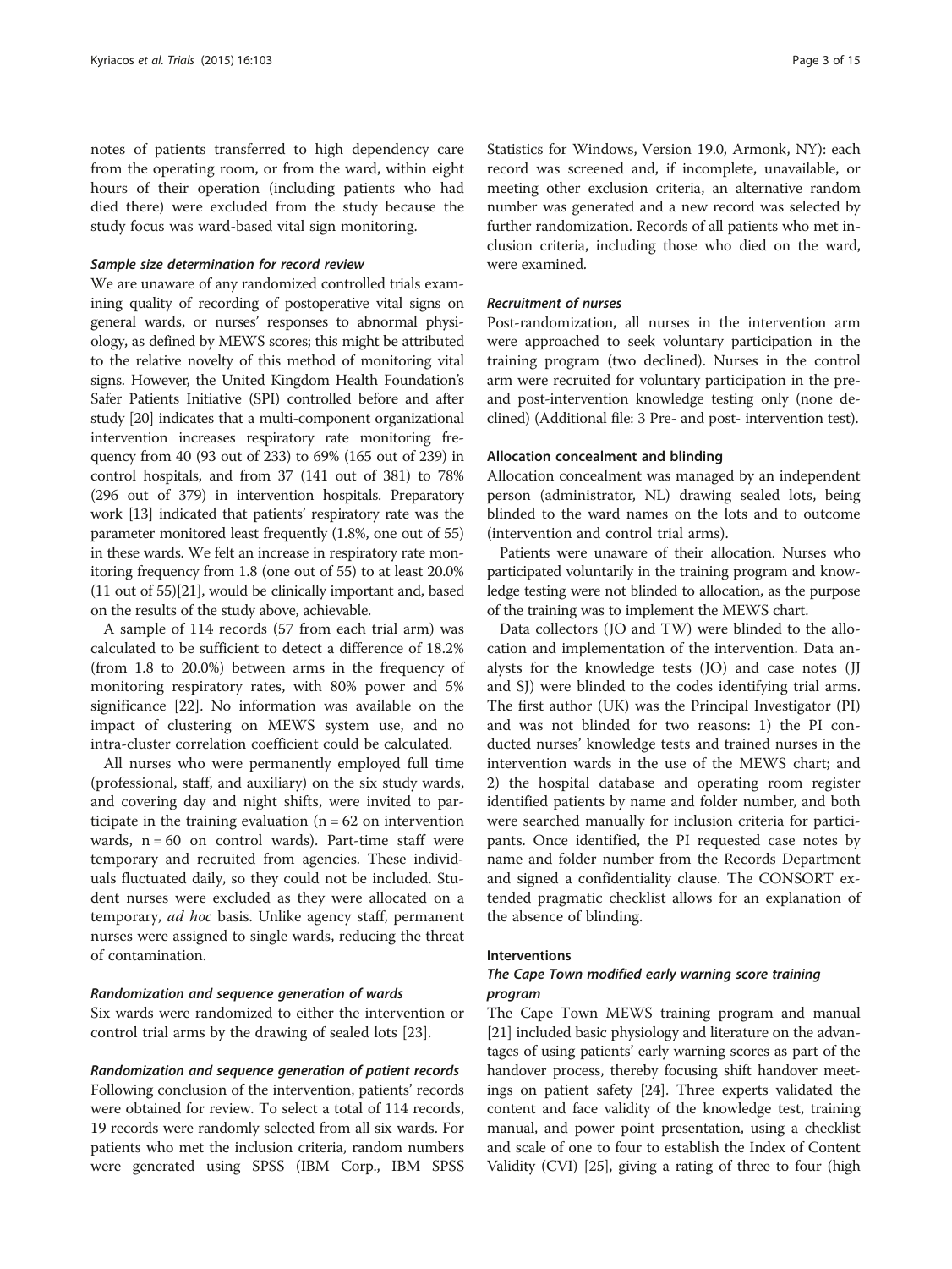notes of patients transferred to high dependency care from the operating room, or from the ward, within eight hours of their operation (including patients who had died there) were excluded from the study because the study focus was ward-based vital sign monitoring.

#### Sample size determination for record review

We are unaware of any randomized controlled trials examining quality of recording of postoperative vital signs on general wards, or nurses' responses to abnormal physiology, as defined by MEWS scores; this might be attributed to the relative novelty of this method of monitoring vital signs. However, the United Kingdom Health Foundation's Safer Patients Initiative (SPI) controlled before and after study [20] indicates that a multi-component organizational intervention increases respiratory rate monitoring frequency from 40 (93 out of 233) to 69% (165 out of 239) in control hospitals, and from 37 (141 out of 381) to 78% (296 out of 379) in intervention hospitals. Preparatory work [13] indicated that patients' respiratory rate was the parameter monitored least frequently (1.8%, one out of 55) in these wards. We felt an increase in respiratory rate monitoring frequency from 1.8 (one out of 55) to at least 20.0% (11 out of 55)[21], would be clinically important and, based on the results of the study above, achievable.

A sample of 114 records (57 from each trial arm) was calculated to be sufficient to detect a difference of 18.2% (from 1.8 to 20.0%) between arms in the frequency of monitoring respiratory rates, with 80% power and 5% significance [22]. No information was available on the impact of clustering on MEWS system use, and no intra-cluster correlation coefficient could be calculated.

All nurses who were permanently employed full time (professional, staff, and auxiliary) on the six study wards, and covering day and night shifts, were invited to participate in the training evaluation ($n = 62$ on intervention wards, $n = 60$ on control wards). Part-time staff were temporary and recruited from agencies. These individuals fluctuated daily, so they could not be included. Student nurses were excluded as they were allocated on a temporary, *ad hoc* basis. Unlike agency staff, permanent nurses were assigned to single wards, reducing the threat of contamination.

#### Randomization and sequence generation of wards

Six wards were randomized to either the intervention or control trial arms by the drawing of sealed lots [23].

#### Randomization and sequence generation of patient records

Following conclusion of the intervention, patients' records were obtained for review. To select a total of 114 records, 19 records were randomly selected from all six wards. For patients who met the inclusion criteria, random numbers were generated using SPSS (IBM Corp., IBM SPSS Statistics for Windows, Version 19.0, Armonk, NY): each record was screened and, if incomplete, unavailable, or meeting other exclusion criteria, an alternative random number was generated and a new record was selected by further randomization. Records of all patients who met inclusion criteria, including those who died on the ward, were examined.

#### Recruitment of nurses

Post-randomization, all nurses in the intervention arm were approached to seek voluntary participation in the training program (two declined). Nurses in the control arm were recruited for voluntary participation in the pre- and post-intervention knowledge testing only (none declined) (Additional file: 3 Pre- and post- intervention test).

### Allocation concealment and blinding

Allocation concealment was managed by an independent person (administrator, NL) drawing sealed lots, being blinded to the ward names on the lots and to outcome (intervention and control trial arms).

Patients were unaware of their allocation. Nurses who participated voluntarily in the training program and knowledge testing were not blinded to allocation, as the purpose of the training was to implement the MEWS chart.

Data collectors (JO and TW) were blinded to the allocation and implementation of the intervention. Data analysts for the knowledge tests (JO) and case notes (JJ and SJ) were blinded to the codes identifying trial arms. The first author (UK) was the Principal Investigator (PI) and was not blinded for two reasons: 1) the PI conducted nurses' knowledge tests and trained nurses in the intervention wards in the use of the MEWS chart; and 2) the hospital database and operating room register identified patients by name and folder number, and both were searched manually for inclusion criteria for participants. Once identified, the PI requested case notes by name and folder number from the Records Department and signed a confidentiality clause. The CONSORT extended pragmatic checklist allows for an explanation of the absence of blinding.

### Interventions

#### The Cape Town modified early warning score training program

The Cape Town MEWS training program and manual [21] included basic physiology and literature on the advantages of using patients' early warning scores as part of the handover process, thereby focusing shift handover meetings on patient safety [24]. Three experts validated the content and face validity of the knowledge test, training manual, and power point presentation, using a checklist and scale of one to four to establish the Index of Content Validity (CVI) [25], giving a rating of three to four (high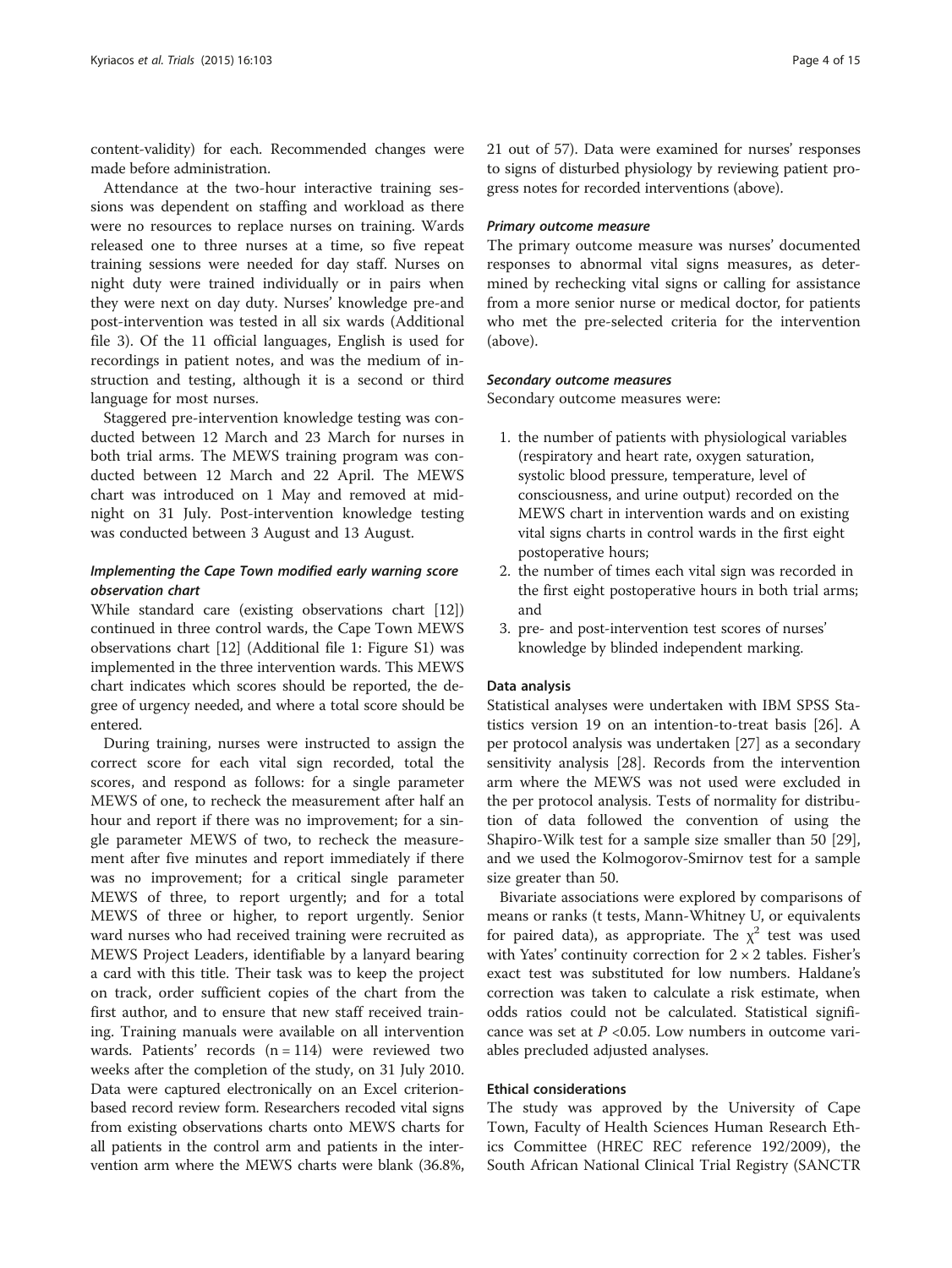content-validity) for each. Recommended changes were made before administration.

Attendance at the two-hour interactive training sessions was dependent on staffing and workload as there were no resources to replace nurses on training. Wards released one to three nurses at a time, so five repeat training sessions were needed for day staff. Nurses on night duty were trained individually or in pairs when they were next on day duty. Nurses' knowledge pre-and post-intervention was tested in all six wards (Additional file 3). Of the 11 official languages, English is used for recordings in patient notes, and was the medium of instruction and testing, although it is a second or third language for most nurses.

Staggered pre-intervention knowledge testing was conducted between 12 March and 23 March for nurses in both trial arms. The MEWS training program was conducted between 12 March and 22 April. The MEWS chart was introduced on 1 May and removed at midnight on 31 July. Post-intervention knowledge testing was conducted between 3 August and 13 August.

### *Implementing the Cape Town modified early warning score observation chart*

While standard care (existing observations chart [12]) continued in three control wards, the Cape Town MEWS observations chart [12] (Additional file 1: Figure S1) was implemented in the three intervention wards. This MEWS chart indicates which scores should be reported, the degree of urgency needed, and where a total score should be entered.

During training, nurses were instructed to assign the correct score for each vital sign recorded, total the scores, and respond as follows: for a single parameter MEWS of one, to recheck the measurement after half an hour and report if there was no improvement; for a single parameter MEWS of two, to recheck the measurement after five minutes and report immediately if there was no improvement; for a critical single parameter MEWS of three, to report urgently; and for a total MEWS of three or higher, to report urgently. Senior ward nurses who had received training were recruited as MEWS Project Leaders, identifiable by a lanyard bearing a card with this title. Their task was to keep the project on track, order sufficient copies of the chart from the first author, and to ensure that new staff received training. Training manuals were available on all intervention wards. Patients' records (n = 114) were reviewed two weeks after the completion of the study, on 31 July 2010. Data were captured electronically on an Excel criterion-based record review form. Researchers recoded vital signs from existing observations charts onto MEWS charts for all patients in the control arm and patients in the intervention arm where the MEWS charts were blank (36.8%, 21 out of 57). Data were examined for nurses' responses to signs of disturbed physiology by reviewing patient progress notes for recorded interventions (above).

#### *Primary outcome measure*

The primary outcome measure was nurses' documented responses to abnormal vital signs measures, as determined by rechecking vital signs or calling for assistance from a more senior nurse or medical doctor, for patients who met the pre-selected criteria for the intervention (above).

#### *Secondary outcome measures*

Secondary outcome measures were:

1. the number of patients with physiological variables (respiratory and heart rate, oxygen saturation, systolic blood pressure, temperature, level of consciousness, and urine output) recorded on the MEWS chart in intervention wards and on existing vital signs charts in control wards in the first eight postoperative hours;
2. the number of times each vital sign was recorded in the first eight postoperative hours in both trial arms; and
3. pre- and post-intervention test scores of nurses' knowledge by blinded independent marking.

### Data analysis

Statistical analyses were undertaken with IBM SPSS Statistics version 19 on an intention-to-treat basis [26]. A per protocol analysis was undertaken [27] as a secondary sensitivity analysis [28]. Records from the intervention arm where the MEWS was not used were excluded in the per protocol analysis. Tests of normality for distribution of data followed the convention of using the Shapiro-Wilk test for a sample size smaller than 50 [29], and we used the Kolmogorov-Smirnov test for a sample size greater than 50.

Bivariate associations were explored by comparisons of means or ranks (t tests, Mann-Whitney U, or equivalents for paired data), as appropriate. The $\chi^2$ test was used with Yates' continuity correction for 2 × 2 tables. Fisher's exact test was substituted for low numbers. Haldane's correction was taken to calculate a risk estimate, when odds ratios could not be calculated. Statistical significance was set at $P$ <0.05. Low numbers in outcome variables precluded adjusted analyses.

### Ethical considerations

The study was approved by the University of Cape Town, Faculty of Health Sciences Human Research Ethics Committee (HREC REC reference 192/2009), the South African National Clinical Trial Registry (SANCTR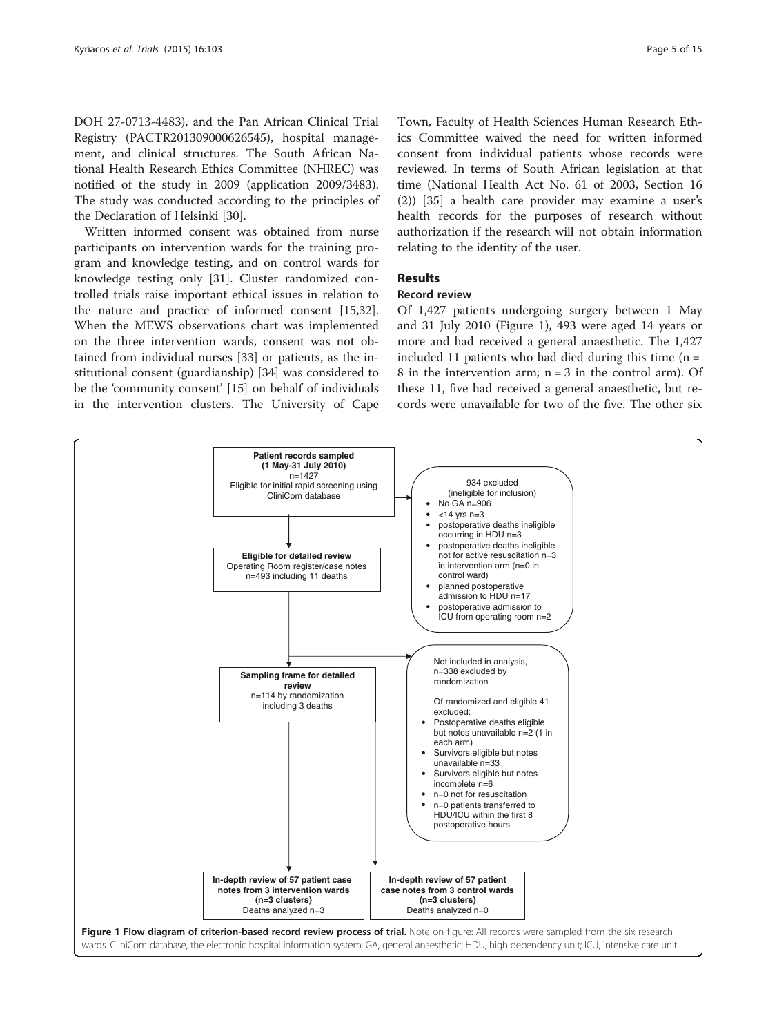DOH 27-0713-4483), and the Pan African Clinical Trial Registry (PACTR201309000626545), hospital management, and clinical structures. The South African National Health Research Ethics Committee (NHREC) was notified of the study in 2009 (application 2009/3483). The study was conducted according to the principles of the Declaration of Helsinki [30].

Written informed consent was obtained from nurse participants on intervention wards for the training program and knowledge testing, and on control wards for knowledge testing only [31]. Cluster randomized controlled trials raise important ethical issues in relation to the nature and practice of informed consent [15,32]. When the MEWS observations chart was implemented on the three intervention wards, consent was not obtained from individual nurses [33] or patients, as the institutional consent (guardianship) [34] was considered to be the 'community consent' [15] on behalf of individuals in the intervention clusters. The University of Cape Town, Faculty of Health Sciences Human Research Ethics Committee waived the need for written informed consent from individual patients whose records were reviewed. In terms of South African legislation at that time (National Health Act No. 61 of 2003, Section 16 (2)) [35] a health care provider may examine a user's health records for the purposes of research without authorization if the research will not obtain information relating to the identity of the user.

## Results

### Record review

Of 1,427 patients undergoing surgery between 1 May and 31 July 2010 (Figure 1), 493 were aged 14 years or more and had received a general anaesthetic. The 1,427 included 11 patients who had died during this time (n = 8 in the intervention arm; n = 3 in the control arm). Of these 11, five had received a general anaesthetic, but records were unavailable for two of the five. The other six

**Patient records sampled (1 May-31 July 2010)**
n=1427
Eligible for initial rapid screening using CliniCom database

934 excluded
(ineligible for inclusion)
- No GA n=906
- <14 yrs n=3
- postoperative deaths ineligible occurring in HDU n=3
- postoperative deaths ineligible not for active resuscitation n=3 in intervention arm (n=0 in control ward)
- planned postoperative admission to HDU n=17
- postoperative admission to ICU from operating room n=2

**Eligible for detailed review**
Operating Room register/case notes
n=493 including 11 deaths

Not included in analysis, n=338 excluded by randomization

Of randomized and eligible 41 excluded:
- Postoperative deaths eligible but notes unavailable n=2 (1 in each arm)
- Survivors eligible but notes unavailable n=33
- Survivors eligible but notes incomplete n=6
- n=0 not for resuscitation
- n=0 patients transferred to HDU/ICU within the first 8 postoperative hours

**Sampling frame for detailed review**
n=114 by randomization
including 3 deaths

**In-depth review of 57 patient case notes from 3 intervention wards (n=3 clusters)**
Deaths analyzed n=3

**In-depth review of 57 patient case notes from 3 control wards (n=3 clusters)**
Deaths analyzed n=0

**Figure 1 Flow diagram of criterion-based record review process of trial.** Note on figure: All records were sampled from the six research wards. CliniCom database, the electronic hospital information system; GA, general anaesthetic; HDU, high dependency unit; ICU, intensive care unit.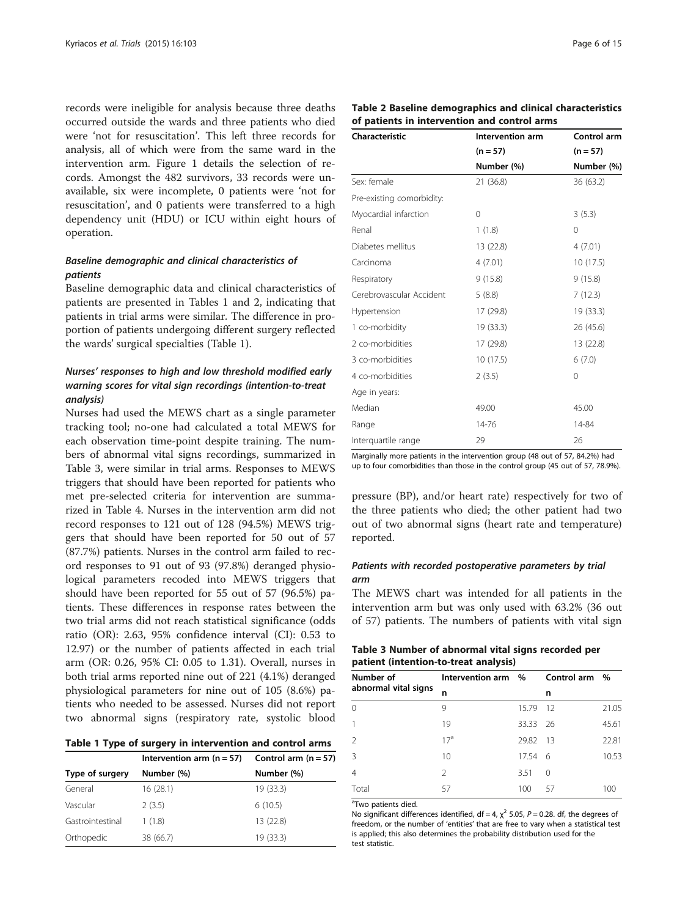records were ineligible for analysis because three deaths occurred outside the wards and three patients who died were 'not for resuscitation'. This left three records for analysis, all of which were from the same ward in the intervention arm. Figure 1 details the selection of records. Amongst the 482 survivors, 33 records were unavailable, six were incomplete, 0 patients were 'not for resuscitation', and 0 patients were transferred to a high dependency unit (HDU) or ICU within eight hours of operation.

### *Baseline demographic and clinical characteristics of patients*

Baseline demographic data and clinical characteristics of patients are presented in Tables 1 and 2, indicating that patients in trial arms were similar. The difference in proportion of patients undergoing different surgery reflected the wards' surgical specialties (Table 1).

### *Nurses' responses to high and low threshold modified early warning scores for vital sign recordings (intention-to-treat analysis)*

Nurses had used the MEWS chart as a single parameter tracking tool; no-one had calculated a total MEWS for each observation time-point despite training. The numbers of abnormal vital signs recordings, summarized in Table 3, were similar in trial arms. Responses to MEWS triggers that should have been reported for patients who met pre-selected criteria for intervention are summarized in Table 4. Nurses in the intervention arm did not record responses to 121 out of 128 (94.5%) MEWS triggers that should have been reported for 50 out of 57 (87.7%) patients. Nurses in the control arm failed to record responses to 91 out of 93 (97.8%) deranged physiological parameters recoded into MEWS triggers that should have been reported for 55 out of 57 (96.5%) patients. These differences in response rates between the two trial arms did not reach statistical significance (odds ratio (OR): 2.63, 95% confidence interval (CI): 0.53 to 12.97) or the number of patients affected in each trial arm (OR: 0.26, 95% CI: 0.05 to 1.31). Overall, nurses in both trial arms reported nine out of 221 (4.1%) deranged physiological parameters for nine out of 105 (8.6%) patients who needed to be assessed. Nurses did not report two abnormal signs (respiratory rate, systolic blood pressure (BP), and/or heart rate) respectively for two of the three patients who died; the other patient had two out of two abnormal signs (heart rate and temperature) reported.

**Table 1 Type of surgery in intervention and control arms**

| | Intervention arm (n = 57) | Control arm (n = 57) |
|---|---|---|
| Type of surgery | Number (%) | Number (%) |
| General | 16 (28.1) | 19 (33.3) |
| Vascular | 2 (3.5) | 6 (10.5) |
| Gastrointestinal | 1 (1.8) | 13 (22.8) |
| Orthopedic | 38 (66.7) | 19 (33.3) |

**Table 2 Baseline demographics and clinical characteristics of patients in intervention and control arms**

| Characteristic | Intervention arm (n = 57) Number (%) | Control arm (n = 57) Number (%) |
|---|---|---|
| Sex: female | 21 (36.8) | 36 (63.2) |
| Pre-existing comorbidity: | | |
| Myocardial infarction | 0 | 3 (5.3) |
| Renal | 1 (1.8) | 0 |
| Diabetes mellitus | 13 (22.8) | 4 (7.01) |
| Carcinoma | 4 (7.01) | 10 (17.5) |
| Respiratory | 9 (15.8) | 9 (15.8) |
| Cerebrovascular Accident | 5 (8.8) | 7 (12.3) |
| Hypertension | 17 (29.8) | 19 (33.3) |
| 1 co-morbidity | 19 (33.3) | 26 (45.6) |
| 2 co-morbidities | 17 (29.8) | 13 (22.8) |
| 3 co-morbidities | 10 (17.5) | 6 (7.0) |
| 4 co-morbidities | 2 (3.5) | 0 |
| Age in years: | | |
| Median | 49.00 | 45.00 |
| Range | 14-76 | 14-84 |
| Interquartile range | 29 | 26 |

Marginally more patients in the intervention group (48 out of 57, 84.2%) had up to four comorbidities than those in the control group (45 out of 57, 78.9%).

### *Patients with recorded postoperative parameters by trial arm*

The MEWS chart was intended for all patients in the intervention arm but was only used with 63.2% (36 out of 57) patients. The numbers of patients with vital sign

**Table 3 Number of abnormal vital signs recorded per patient (intention-to-treat analysis)**

| Number of abnormal vital signs | Intervention arm n | % | Control arm n | % |
|---|---|---|---|---|
| 0 | 9 | 15.79 | 12 | 21.05 |
| 1 | 19 | 33.33 | 26 | 45.61 |
| 2 | 17[a] | 29.82 | 13 | 22.81 |
| 3 | 10 | 17.54 | 6 | 10.53 |
| 4 | 2 | 3.51 | 0 | |
| Total | 57 | 100 | 57 | 100 |

[a]Two patients died.
No significant differences identified, df = 4, $\chi^2$ 5.05, $P = 0.28$. df, the degrees of freedom, or the number of 'entities' that are free to vary when a statistical test is applied; this also determines the probability distribution used for the test statistic.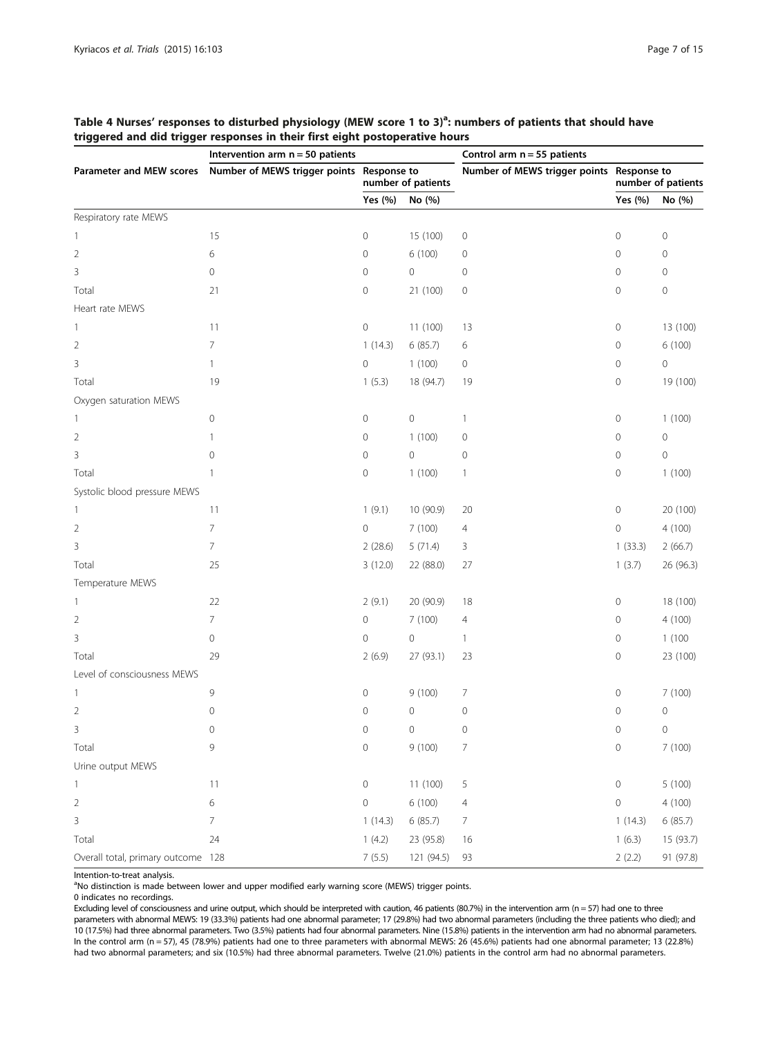**Table 4 Nurses' responses to disturbed physiology (MEW score 1 to 3)[a]: numbers of patients that should have triggered and did trigger responses in their first eight postoperative hours**

| | Intervention arm n = 50 patients | | | Control arm n = 55 patients | | |
|---|---|---|---|---|---|---|
| Parameter and MEW scores | Number of MEWS trigger points | Response to number of patients | | Number of MEWS trigger points | Response to number of patients | |
| | | Yes (%) | No (%) | | Yes (%) | No (%) |
| Respiratory rate MEWS | | | | | | |
| 1 | 15 | 0 | 15 (100) | 0 | 0 | 0 |
| 2 | 6 | 0 | 6 (100) | 0 | 0 | 0 |
| 3 | 0 | 0 | 0 | 0 | 0 | 0 |
| Total | 21 | 0 | 21 (100) | 0 | 0 | 0 |
| Heart rate MEWS | | | | | | |
| 1 | 11 | 0 | 11 (100) | 13 | 0 | 13 (100) |
| 2 | 7 | 1 (14.3) | 6 (85.7) | 6 | 0 | 6 (100) |
| 3 | 1 | 0 | 1 (100) | 0 | 0 | 0 |
| Total | 19 | 1 (5.3) | 18 (94.7) | 19 | 0 | 19 (100) |
| Oxygen saturation MEWS | | | | | | |
| 1 | 0 | 0 | 0 | 1 | 0 | 1 (100) |
| 2 | 1 | 0 | 1 (100) | 0 | 0 | 0 |
| 3 | 0 | 0 | 0 | 0 | 0 | 0 |
| Total | 1 | 0 | 1 (100) | 1 | 0 | 1 (100) |
| Systolic blood pressure MEWS | | | | | | |
| 1 | 11 | 1 (9.1) | 10 (90.9) | 20 | 0 | 20 (100) |
| 2 | 7 | 0 | 7 (100) | 4 | 0 | 4 (100) |
| 3 | 7 | 2 (28.6) | 5 (71.4) | 3 | 1 (33.3) | 2 (66.7) |
| Total | 25 | 3 (12.0) | 22 (88.0) | 27 | 1 (3.7) | 26 (96.3) |
| Temperature MEWS | | | | | | |
| 1 | 22 | 2 (9.1) | 20 (90.9) | 18 | 0 | 18 (100) |
| 2 | 7 | 0 | 7 (100) | 4 | 0 | 4 (100) |
| 3 | 0 | 0 | 0 | 1 | 0 | 1 (100 |
| Total | 29 | 2 (6.9) | 27 (93.1) | 23 | 0 | 23 (100) |
| Level of consciousness MEWS | | | | | | |
| 1 | 9 | 0 | 9 (100) | 7 | 0 | 7 (100) |
| 2 | 0 | 0 | 0 | 0 | 0 | 0 |
| 3 | 0 | 0 | 0 | 0 | 0 | 0 |
| Total | 9 | 0 | 9 (100) | 7 | 0 | 7 (100) |
| Urine output MEWS | | | | | | |
| 1 | 11 | 0 | 11 (100) | 5 | 0 | 5 (100) |
| 2 | 6 | 0 | 6 (100) | 4 | 0 | 4 (100) |
| 3 | 7 | 1 (14.3) | 6 (85.7) | 7 | 1 (14.3) | 6 (85.7) |
| Total | 24 | 1 (4.2) | 23 (95.8) | 16 | 1 (6.3) | 15 (93.7) |
| Overall total, primary outcome | 128 | 7 (5.5) | 121 (94.5) | 93 | 2 (2.2) | 91 (97.8) |

Intention-to-treat analysis.

[a]No distinction is made between lower and upper modified early warning score (MEWS) trigger points.

0 indicates no recordings.

Excluding level of consciousness and urine output, which should be interpreted with caution, 46 patients (80.7%) in the intervention arm (n = 57) had one to three parameters with abnormal MEWS: 19 (33.3%) patients had one abnormal parameter; 17 (29.8%) had two abnormal parameters (including the three patients who died); and 10 (17.5%) had three abnormal parameters. Two (3.5%) patients had four abnormal parameters. Nine (15.8%) patients in the intervention arm had no abnormal parameters. In the control arm (n = 57), 45 (78.9%) patients had one to three parameters with abnormal MEWS: 26 (45.6%) patients had one abnormal parameter; 13 (22.8%) had two abnormal parameters; and six (10.5%) had three abnormal parameters. Twelve (21.0%) patients in the control arm had no abnormal parameters.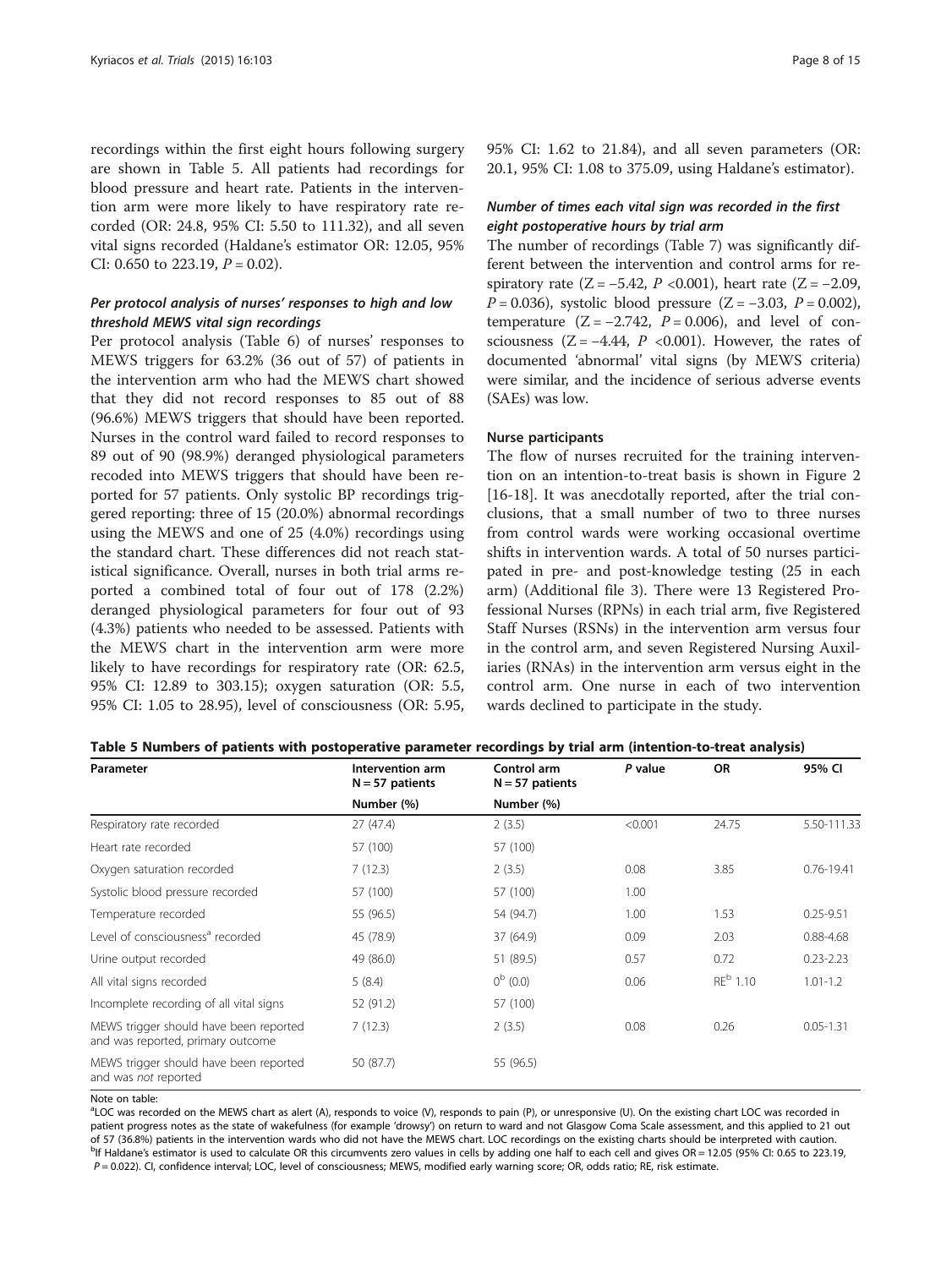recordings within the first eight hours following surgery are shown in Table 5. All patients had recordings for blood pressure and heart rate. Patients in the intervention arm were more likely to have respiratory rate recorded (OR: 24.8, 95% CI: 5.50 to 111.32), and all seven vital signs recorded (Haldane's estimator OR: 12.05, 95% CI: 0.650 to 223.19, $P = 0.02$).

### Per protocol analysis of nurses' responses to high and low threshold MEWS vital sign recordings

Per protocol analysis (Table 6) of nurses' responses to MEWS triggers for 63.2% (36 out of 57) of patients in the intervention arm who had the MEWS chart showed that they did not record responses to 85 out of 88 (96.6%) MEWS triggers that should have been reported. Nurses in the control ward failed to record responses to 89 out of 90 (98.9%) deranged physiological parameters recoded into MEWS triggers that should have been reported for 57 patients. Only systolic BP recordings triggered reporting: three of 15 (20.0%) abnormal recordings using the MEWS and one of 25 (4.0%) recordings using the standard chart. These differences did not reach statistical significance. Overall, nurses in both trial arms reported a combined total of four out of 178 (2.2%) deranged physiological parameters for four out of 93 (4.3%) patients who needed to be assessed. Patients with the MEWS chart in the intervention arm were more likely to have recordings for respiratory rate (OR: 62.5, 95% CI: 12.89 to 303.15); oxygen saturation (OR: 5.5, 95% CI: 1.05 to 28.95), level of consciousness (OR: 5.95, 95% CI: 1.62 to 21.84), and all seven parameters (OR: 20.1, 95% CI: 1.08 to 375.09, using Haldane's estimator).

### Number of times each vital sign was recorded in the first eight postoperative hours by trial arm

The number of recordings (Table 7) was significantly different between the intervention and control arms for respiratory rate ($Z = -5.42$, $P < 0.001$), heart rate ($Z = -2.09$, $P = 0.036$), systolic blood pressure ($Z = -3.03$, $P = 0.002$), temperature ($Z = -2.742$, $P = 0.006$), and level of consciousness ($Z = -4.44$, $P < 0.001$). However, the rates of documented 'abnormal' vital signs (by MEWS criteria) were similar, and the incidence of serious adverse events (SAEs) was low.

### Nurse participants

The flow of nurses recruited for the training intervention on an intention-to-treat basis is shown in Figure 2 [16-18]. It was anecdotally reported, after the trial conclusions, that a small number of two to three nurses from control wards were working occasional overtime shifts in intervention wards. A total of 50 nurses participated in pre- and post-knowledge testing (25 in each arm) (Additional file 3). There were 13 Registered Professional Nurses (RPNs) in each trial arm, five Registered Staff Nurses (RSNs) in the intervention arm versus four in the control arm, and seven Registered Nursing Auxiliaries (RNAs) in the intervention arm versus eight in the control arm. One nurse in each of two intervention wards declined to participate in the study.

**Table 5 Numbers of patients with postoperative parameter recordings by trial arm (intention-to-treat analysis)**

| Parameter | Intervention arm N = 57 patients | Control arm N = 57 patients | P value | OR | 95% CI |
|---|---|---|---|---|---|
| | Number (%) | Number (%) | | | |
| Respiratory rate recorded | 27 (47.4) | 2 (3.5) | <0.001 | 24.75 | 5.50-111.33 |
| Heart rate recorded | 57 (100) | 57 (100) | | | |
| Oxygen saturation recorded | 7 (12.3) | 2 (3.5) | 0.08 | 3.85 | 0.76-19.41 |
| Systolic blood pressure recorded | 57 (100) | 57 (100) | 1.00 | | |
| Temperature recorded | 55 (96.5) | 54 (94.7) | 1.00 | 1.53 | 0.25-9.51 |
| Level of consciousness[a] recorded | 45 (78.9) | 37 (64.9) | 0.09 | 2.03 | 0.88-4.68 |
| Urine output recorded | 49 (86.0) | 51 (89.5) | 0.57 | 0.72 | 0.23-2.23 |
| All vital signs recorded | 5 (8.4) | 0[b] (0.0) | 0.06 | RE[b] 1.10 | 1.01-1.2 |
| Incomplete recording of all vital signs | 52 (91.2) | 57 (100) | | | |
| MEWS trigger should have been reported and was reported, primary outcome | 7 (12.3) | 2 (3.5) | 0.08 | 0.26 | 0.05-1.31 |
| MEWS trigger should have been reported and was *not* reported | 50 (87.7) | 55 (96.5) | | | |

Note on table:
[a]LOC was recorded on the MEWS chart as alert (A), responds to voice (V), responds to pain (P), or unresponsive (U). On the existing chart LOC was recorded in patient progress notes as the state of wakefulness (for example 'drowsy') on return to ward and not Glasgow Coma Scale assessment, and this applied to 21 out of 57 (36.8%) patients in the intervention wards who did not have the MEWS chart. LOC recordings on the existing charts should be interpreted with caution.
[b]If Haldane's estimator is used to calculate OR this circumvents zero values in cells by adding one half to each cell and gives OR = 12.05 (95% CI: 0.65 to 223.19, $P = 0.022$). CI, confidence interval; LOC, level of consciousness; MEWS, modified early warning score; OR, odds ratio; RE, risk estimate.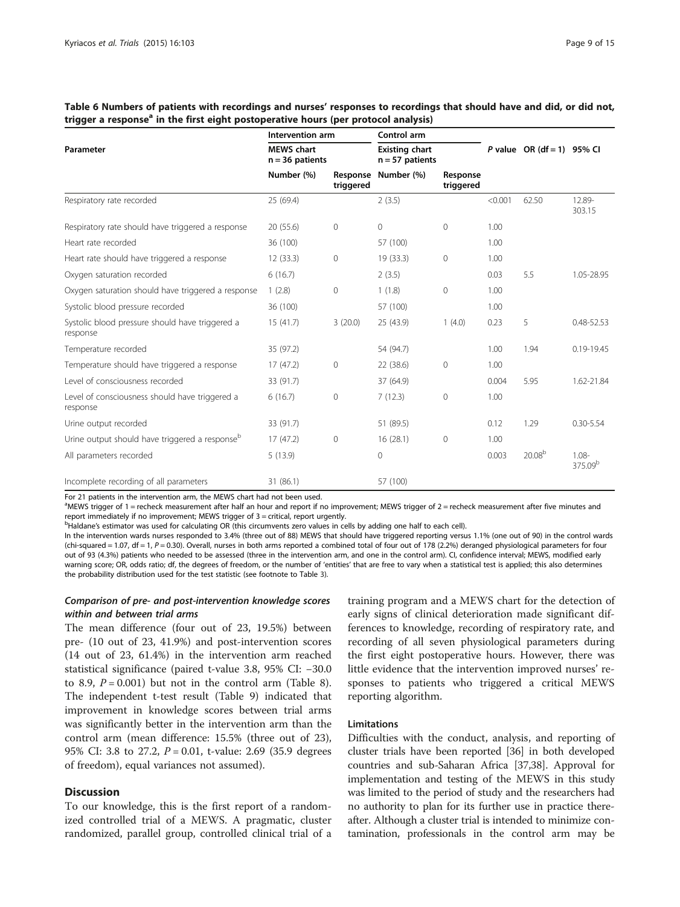**Table 6 Numbers of patients with recordings and nurses' responses to recordings that should have and did, or did not, trigger a response[a] in the first eight postoperative hours (per protocol analysis)**

| Parameter | Intervention arm | | Control arm | | *P* value | OR (df = 1) | 95% CI |
|---|---|---|---|---|---|---|---|
| | MEWS chart n = 36 patients | | Existing chart n = 57 patients | | | | |
| | Number (%) | Response triggered | Number (%) | Response triggered | | | |
| Respiratory rate recorded | 25 (69.4) | | 2 (3.5) | | <0.001 | 62.50 | 12.89-303.15 |
| Respiratory rate should have triggered a response | 20 (55.6) | 0 | 0 | 0 | 1.00 | | |
| Heart rate recorded | 36 (100) | | 57 (100) | | 1.00 | | |
| Heart rate should have triggered a response | 12 (33.3) | 0 | 19 (33.3) | 0 | 1.00 | | |
| Oxygen saturation recorded | 6 (16.7) | | 2 (3.5) | | 0.03 | 5.5 | 1.05-28.95 |
| Oxygen saturation should have triggered a response | 1 (2.8) | 0 | 1 (1.8) | 0 | 1.00 | | |
| Systolic blood pressure recorded | 36 (100) | | 57 (100) | | 1.00 | | |
| Systolic blood pressure should have triggered a response | 15 (41.7) | 3 (20.0) | 25 (43.9) | 1 (4.0) | 0.23 | 5 | 0.48-52.53 |
| Temperature recorded | 35 (97.2) | | 54 (94.7) | | 1.00 | 1.94 | 0.19-19.45 |
| Temperature should have triggered a response | 17 (47.2) | 0 | 22 (38.6) | 0 | 1.00 | | |
| Level of consciousness recorded | 33 (91.7) | | 37 (64.9) | | 0.004 | 5.95 | 1.62-21.84 |
| Level of consciousness should have triggered a response | 6 (16.7) | 0 | 7 (12.3) | 0 | 1.00 | | |
| Urine output recorded | 33 (91.7) | | 51 (89.5) | | 0.12 | 1.29 | 0.30-5.54 |
| Urine output should have triggered a response[b] | 17 (47.2) | 0 | 16 (28.1) | 0 | 1.00 | | |
| All parameters recorded | 5 (13.9) | | 0 | | 0.003 | 20.08[b] | 1.08-375.09[b] |
| Incomplete recording of all parameters | 31 (86.1) | | 57 (100) | | | | |

For 21 patients in the intervention arm, the MEWS chart had not been used.
[a]MEWS trigger of 1 = recheck measurement after half an hour and report if no improvement; MEWS trigger of 2 = recheck measurement after five minutes and report immediately if no improvement; MEWS trigger of 3 = critical, report urgently.
[b]Haldane's estimator was used for calculating OR (this circumvents zero values in cells by adding one half to each cell).
In the intervention wards nurses responded to 3.4% (three out of 88) MEWS that should have triggered reporting versus 1.1% (one out of 90) in the control wards (chi-squared = 1.07, df = 1, $P = 0.30$). Overall, nurses in both arms reported a combined total of four out of 178 (2.2%) deranged physiological parameters for four out of 93 (4.3%) patients who needed to be assessed (three in the intervention arm, and one in the control arm). CI, confidence interval; MEWS, modified early warning score; OR, odds ratio; df, the degrees of freedom, or the number of 'entities' that are free to vary when a statistical test is applied; this also determines the probability distribution used for the test statistic (see footnote to Table 3).

### *Comparison of pre- and post-intervention knowledge scores within and between trial arms*

The mean difference (four out of 23, 19.5%) between pre- (10 out of 23, 41.9%) and post-intervention scores (14 out of 23, 61.4%) in the intervention arm reached statistical significance (paired t-value 3.8, 95% CI: −30.0 to 8.9, $P = 0.001$) but not in the control arm (Table 8). The independent t-test result (Table 9) indicated that improvement in knowledge scores between trial arms was significantly better in the intervention arm than the control arm (mean difference: 15.5% (three out of 23), 95% CI: 3.8 to 27.2, $P = 0.01$, t-value: 2.69 (35.9 degrees of freedom), equal variances not assumed).

## Discussion

To our knowledge, this is the first report of a randomized controlled trial of a MEWS. A pragmatic, cluster randomized, parallel group, controlled clinical trial of a training program and a MEWS chart for the detection of early signs of clinical deterioration made significant differences to knowledge, recording of respiratory rate, and recording of all seven physiological parameters during the first eight postoperative hours. However, there was little evidence that the intervention improved nurses' responses to patients who triggered a critical MEWS reporting algorithm.

### Limitations

Difficulties with the conduct, analysis, and reporting of cluster trials have been reported [36] in both developed countries and sub-Saharan Africa [37,38]. Approval for implementation and testing of the MEWS in this study was limited to the period of study and the researchers had no authority to plan for its further use in practice thereafter. Although a cluster trial is intended to minimize contamination, professionals in the control arm may be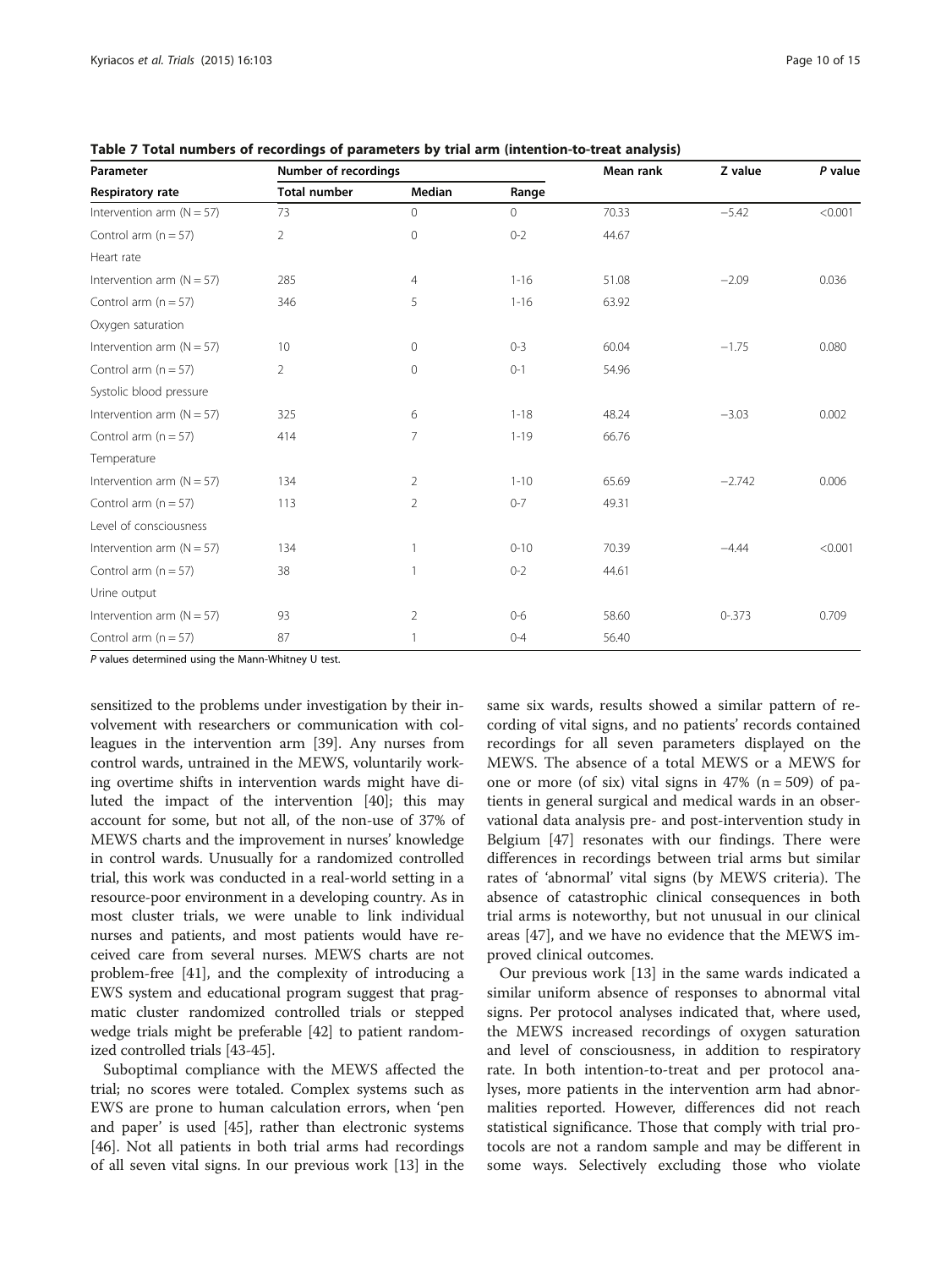**Table 7 Total numbers of recordings of parameters by trial arm (intention-to-treat analysis)**

| Parameter | Number of recordings | | | Mean rank | Z value | *P* value |
|---|---|---|---|---|---|---|
| Respiratory rate | Total number | Median | Range | | | |
| Intervention arm (N = 57) | 73 | 0 | 0 | 70.33 | −5.42 | <0.001 |
| Control arm (n = 57) | 2 | 0 | 0-2 | 44.67 | | |
| Heart rate | | | | | | |
| Intervention arm (N = 57) | 285 | 4 | 1-16 | 51.08 | −2.09 | 0.036 |
| Control arm (n = 57) | 346 | 5 | 1-16 | 63.92 | | |
| Oxygen saturation | | | | | | |
| Intervention arm (N = 57) | 10 | 0 | 0-3 | 60.04 | −1.75 | 0.080 |
| Control arm (n = 57) | 2 | 0 | 0-1 | 54.96 | | |
| Systolic blood pressure | | | | | | |
| Intervention arm (N = 57) | 325 | 6 | 1-18 | 48.24 | −3.03 | 0.002 |
| Control arm (n = 57) | 414 | 7 | 1-19 | 66.76 | | |
| Temperature | | | | | | |
| Intervention arm (N = 57) | 134 | 2 | 1-10 | 65.69 | −2.742 | 0.006 |
| Control arm (n = 57) | 113 | 2 | 0-7 | 49.31 | | |
| Level of consciousness | | | | | | |
| Intervention arm (N = 57) | 134 | 1 | 0-10 | 70.39 | −4.44 | <0.001 |
| Control arm (n = 57) | 38 | 1 | 0-2 | 44.61 | | |
| Urine output | | | | | | |
| Intervention arm (N = 57) | 93 | 2 | 0-6 | 58.60 | 0-.373 | 0.709 |
| Control arm (n = 57) | 87 | 1 | 0-4 | 56.40 | | |

*P* values determined using the Mann-Whitney U test.

sensitized to the problems under investigation by their involvement with researchers or communication with colleagues in the intervention arm [39]. Any nurses from control wards, untrained in the MEWS, voluntarily working overtime shifts in intervention wards might have diluted the impact of the intervention [40]; this may account for some, but not all, of the non-use of 37% of MEWS charts and the improvement in nurses' knowledge in control wards. Unusually for a randomized controlled trial, this work was conducted in a real-world setting in a resource-poor environment in a developing country. As in most cluster trials, we were unable to link individual nurses and patients, and most patients would have received care from several nurses. MEWS charts are not problem-free [41], and the complexity of introducing a EWS system and educational program suggest that pragmatic cluster randomized controlled trials or stepped wedge trials might be preferable [42] to patient randomized controlled trials [43-45].

Suboptimal compliance with the MEWS affected the trial; no scores were totaled. Complex systems such as EWS are prone to human calculation errors, when 'pen and paper' is used [45], rather than electronic systems [46]. Not all patients in both trial arms had recordings of all seven vital signs. In our previous work [13] in the same six wards, results showed a similar pattern of recording of vital signs, and no patients' records contained recordings for all seven parameters displayed on the MEWS. The absence of a total MEWS or a MEWS for one or more (of six) vital signs in 47% (n = 509) of patients in general surgical and medical wards in an observational data analysis pre- and post-intervention study in Belgium [47] resonates with our findings. There were differences in recordings between trial arms but similar rates of 'abnormal' vital signs (by MEWS criteria). The absence of catastrophic clinical consequences in both trial arms is noteworthy, but not unusual in our clinical areas [47], and we have no evidence that the MEWS improved clinical outcomes.

Our previous work [13] in the same wards indicated a similar uniform absence of responses to abnormal vital signs. Per protocol analyses indicated that, where used, the MEWS increased recordings of oxygen saturation and level of consciousness, in addition to respiratory rate. In both intention-to-treat and per protocol analyses, more patients in the intervention arm had abnormalities reported. However, differences did not reach statistical significance. Those that comply with trial protocols are not a random sample and may be different in some ways. Selectively excluding those who violate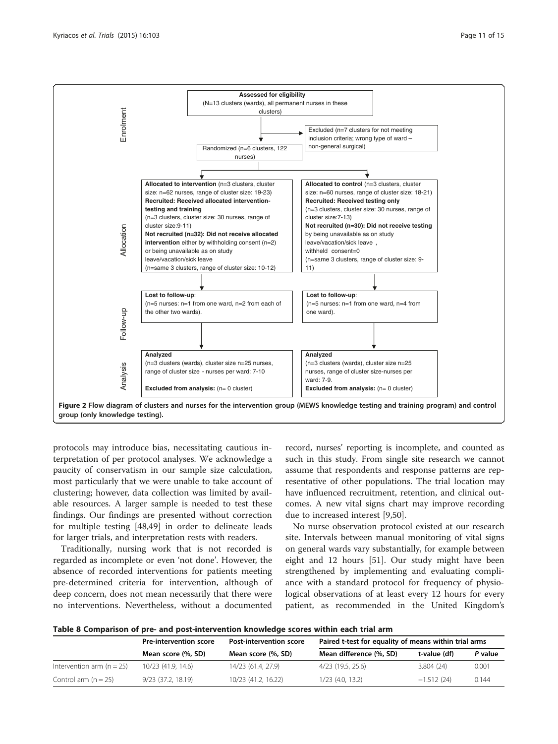Enrolment

Assessed for eligibility
(N=13 clusters (wards), all permanent nurses in these clusters)

Excluded (n=7 clusters for not meeting inclusion criteria; wrong type of ward – non-general surgical)

Randomized (n=6 clusters, 122 nurses)

Allocation

**Allocated to intervention** (n=3 clusters, cluster size: n=62 nurses, range of cluster size: 19-23)
**Recruited: Received allocated intervention-testing and training**
(n=3 clusters, cluster size: 30 nurses, range of cluster size:9-11)
**Not recruited (n=32): Did not receive allocated intervention** either by withholding consent (n=2) or being unavailable as on study leave/vacation/sick leave
(n=same 3 clusters, range of cluster size: 10-12)

**Allocated to control** (n=3 clusters, cluster size: n=60 nurses, range of cluster size: 18-21)
**Recruited: Received testing only**
(n=3 clusters, cluster size: 30 nurses, range of cluster size:7-13)
**Not recruited (n=30): Did not receive testing** by being unavailable as on study leave/vacation/sick leave ,
withheld consent=0
(n=same 3 clusters, range of cluster size: 9-11)

Follow-up

**Lost to follow-up**:
(n=5 nurses: n=1 from one ward, n=2 from each of the other two wards).

**Lost to follow-up**:
(n=5 nurses: n=1 from one ward, n=4 from one ward).

Analysis

**Analyzed**
(n=3 clusters (wards), cluster size n=25 nurses, range of cluster size - nurses per ward: 7-10

**Excluded from analysis:** (n= 0 cluster)

**Analyzed**
(n=3 clusters (wards), cluster size n=25 nurses, range of cluster size-nurses per ward: 7-9.
**Excluded from analysis:** (n= 0 cluster)

**Figure 2** **Flow diagram of clusters and nurses for the intervention group (MEWS knowledge testing and training program) and control group (only knowledge testing).**

protocols may introduce bias, necessitating cautious interpretation of per protocol analyses. We acknowledge a paucity of conservatism in our sample size calculation, most particularly that we were unable to take account of clustering; however, data collection was limited by available resources. A larger sample is needed to test these findings. Our findings are presented without correction for multiple testing [48,49] in order to delineate leads for larger trials, and interpretation rests with readers.

Traditionally, nursing work that is not recorded is regarded as incomplete or even 'not done'. However, the absence of recorded interventions for patients meeting pre-determined criteria for intervention, although of deep concern, does not mean necessarily that there were no interventions. Nevertheless, without a documented record, nurses' reporting is incomplete, and counted as such in this study. From single site research we cannot assume that respondents and response patterns are representative of other populations. The trial location may have influenced recruitment, retention, and clinical outcomes. A new vital signs chart may improve recording due to increased interest [9,50].

No nurse observation protocol existed at our research site. Intervals between manual monitoring of vital signs on general wards vary substantially, for example between eight and 12 hours [51]. Our study might have been strengthened by implementing and evaluating compliance with a standard protocol for frequency of physiological observations of at least every 12 hours for every patient, as recommended in the United Kingdom's

**Table 8 Comparison of pre- and post-intervention knowledge scores within each trial arm**

| | Pre-intervention score | Post-intervention score | Paired t-test for equality of means within trial arms | | |
|---|---|---|---|---|---|
| | Mean score (%, SD) | Mean score (%, SD) | Mean difference (%, SD) | t-value (df) | *P* value |
| Intervention arm (n = 25) | 10/23 (41.9, 14.6) | 14/23 (61.4, 27.9) | 4/23 (19.5, 25.6) | 3.804 (24) | 0.001 |
| Control arm (n = 25) | 9/23 (37.2, 18.19) | 10/23 (41.2, 16.22) | 1/23 (4.0, 13.2) | −1.512 (24) | 0.144 |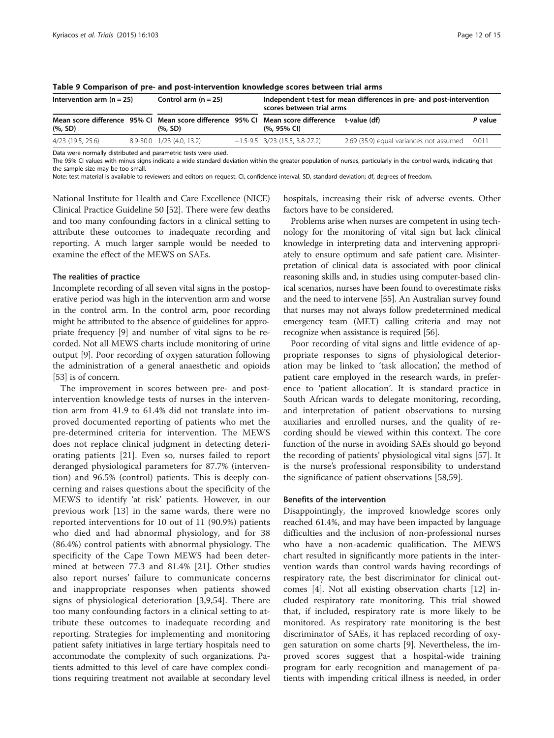**Table 9 Comparison of pre- and post-intervention knowledge scores between trial arms**

| Intervention arm (n = 25) | | Control arm (n = 25) | | Independent t-test for mean differences in pre- and post-intervention scores between trial arms | | |
|---|---|---|---|---|---|---|
| Mean score difference (%, SD) | 95% CI | Mean score difference (%, SD) | 95% CI | Mean score difference (%, 95% CI) | t-value (df) | *P* value |
| 4/23 (19.5, 25.6) | 8.9-30.0 | 1/23 (4.0, 13.2) | −1.5-9.5 | 3/23 (15.5, 3.8-27.2) | 2.69 (35.9) equal variances not assumed | 0.011 |

Data were normally distributed and parametric tests were used.
The 95% CI values with minus signs indicate a wide standard deviation within the greater population of nurses, particularly in the control wards, indicating that the sample size may be too small.
Note: test material is available to reviewers and editors on request. CI, confidence interval, SD, standard deviation; df, degrees of freedom.

National Institute for Health and Care Excellence (NICE) Clinical Practice Guideline 50 [52]. There were few deaths and too many confounding factors in a clinical setting to attribute these outcomes to inadequate recording and reporting. A much larger sample would be needed to examine the effect of the MEWS on SAEs.

### The realities of practice

Incomplete recording of all seven vital signs in the postoperative period was high in the intervention arm and worse in the control arm. In the control arm, poor recording might be attributed to the absence of guidelines for appropriate frequency [9] and number of vital signs to be recorded. Not all MEWS charts include monitoring of urine output [9]. Poor recording of oxygen saturation following the administration of a general anaesthetic and opioids [53] is of concern.

The improvement in scores between pre- and post-intervention knowledge tests of nurses in the intervention arm from 41.9 to 61.4% did not translate into improved documented reporting of patients who met the pre-determined criteria for intervention. The MEWS does not replace clinical judgment in detecting deteriorating patients [21]. Even so, nurses failed to report deranged physiological parameters for 87.7% (intervention) and 96.5% (control) patients. This is deeply concerning and raises questions about the specificity of the MEWS to identify 'at risk' patients. However, in our previous work [13] in the same wards, there were no reported interventions for 10 out of 11 (90.9%) patients who died and had abnormal physiology, and for 38 (86.4%) control patients with abnormal physiology. The specificity of the Cape Town MEWS had been determined at between 77.3 and 81.4% [21]. Other studies also report nurses' failure to communicate concerns and inappropriate responses when patients showed signs of physiological deterioration [3,9,54]. There are too many confounding factors in a clinical setting to attribute these outcomes to inadequate recording and reporting. Strategies for implementing and monitoring patient safety initiatives in large tertiary hospitals need to accommodate the complexity of such organizations. Patients admitted to this level of care have complex conditions requiring treatment not available at secondary level hospitals, increasing their risk of adverse events. Other factors have to be considered.

Problems arise when nurses are competent in using technology for the monitoring of vital sign but lack clinical knowledge in interpreting data and intervening appropriately to ensure optimum and safe patient care. Misinterpretation of clinical data is associated with poor clinical reasoning skills and, in studies using computer-based clinical scenarios, nurses have been found to overestimate risks and the need to intervene [55]. An Australian survey found that nurses may not always follow predetermined medical emergency team (MET) calling criteria and may not recognize when assistance is required [56].

Poor recording of vital signs and little evidence of appropriate responses to signs of physiological deterioration may be linked to 'task allocation', the method of patient care employed in the research wards, in preference to 'patient allocation'. It is standard practice in South African wards to delegate monitoring, recording, and interpretation of patient observations to nursing auxiliaries and enrolled nurses, and the quality of recording should be viewed within this context. The core function of the nurse in avoiding SAEs should go beyond the recording of patients' physiological vital signs [57]. It is the nurse's professional responsibility to understand the significance of patient observations [58,59].

### Benefits of the intervention

Disappointingly, the improved knowledge scores only reached 61.4%, and may have been impacted by language difficulties and the inclusion of non-professional nurses who have a non-academic qualification. The MEWS chart resulted in significantly more patients in the intervention wards than control wards having recordings of respiratory rate, the best discriminator for clinical outcomes [4]. Not all existing observation charts [12] included respiratory rate monitoring. This trial showed that, if included, respiratory rate is more likely to be monitored. As respiratory rate monitoring is the best discriminator of SAEs, it has replaced recording of oxygen saturation on some charts [9]. Nevertheless, the improved scores suggest that a hospital-wide training program for early recognition and management of patients with impending critical illness is needed, in order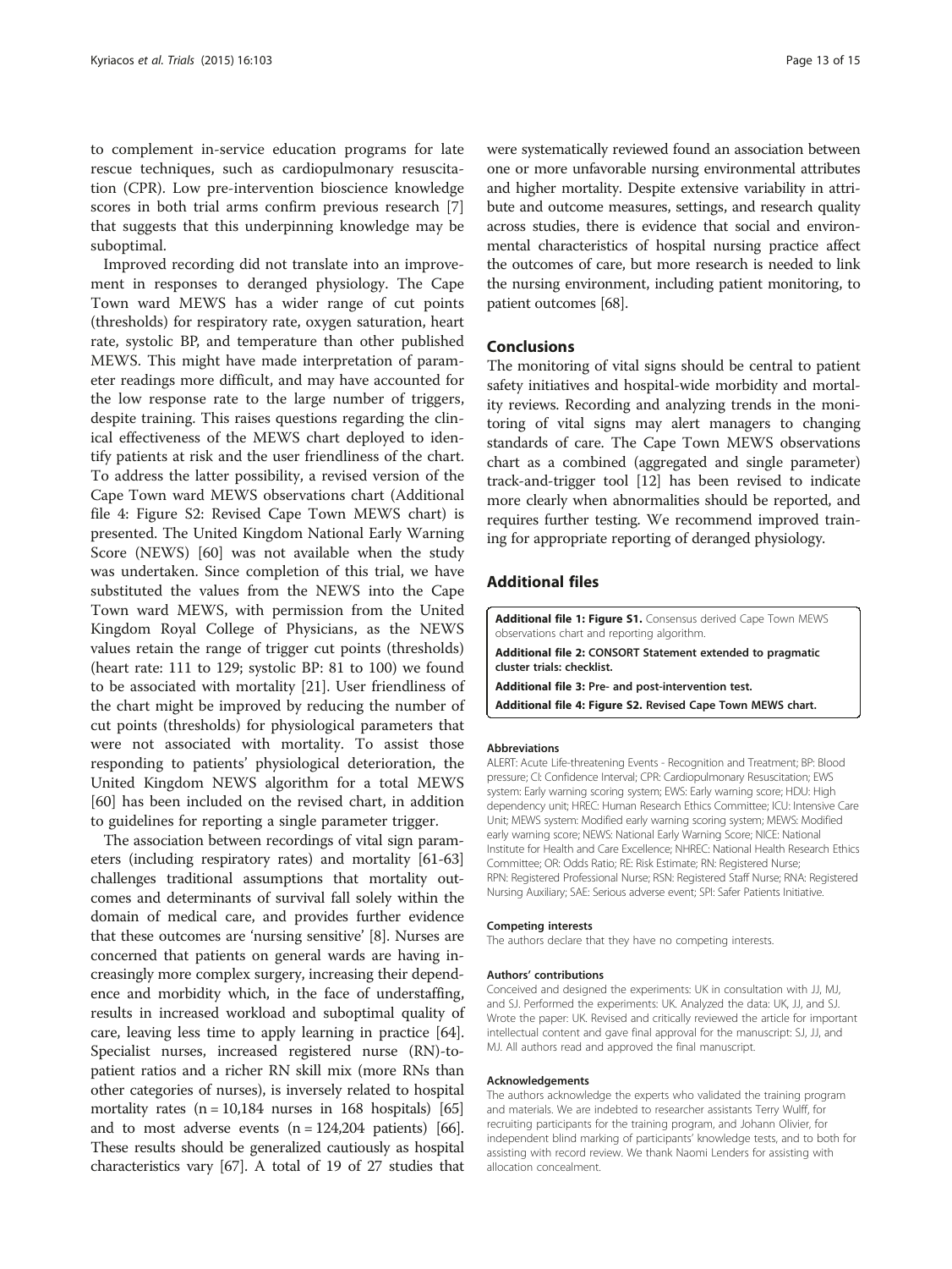to complement in-service education programs for late rescue techniques, such as cardiopulmonary resuscitation (CPR). Low pre-intervention bioscience knowledge scores in both trial arms confirm previous research [7] that suggests that this underpinning knowledge may be suboptimal.

Improved recording did not translate into an improvement in responses to deranged physiology. The Cape Town ward MEWS has a wider range of cut points (thresholds) for respiratory rate, oxygen saturation, heart rate, systolic BP, and temperature than other published MEWS. This might have made interpretation of parameter readings more difficult, and may have accounted for the low response rate to the large number of triggers, despite training. This raises questions regarding the clinical effectiveness of the MEWS chart deployed to identify patients at risk and the user friendliness of the chart. To address the latter possibility, a revised version of the Cape Town ward MEWS observations chart (Additional file 4: Figure S2: Revised Cape Town MEWS chart) is presented. The United Kingdom National Early Warning Score (NEWS) [60] was not available when the study was undertaken. Since completion of this trial, we have substituted the values from the NEWS into the Cape Town ward MEWS, with permission from the United Kingdom Royal College of Physicians, as the NEWS values retain the range of trigger cut points (thresholds) (heart rate: 111 to 129; systolic BP: 81 to 100) we found to be associated with mortality [21]. User friendliness of the chart might be improved by reducing the number of cut points (thresholds) for physiological parameters that were not associated with mortality. To assist those responding to patients' physiological deterioration, the United Kingdom NEWS algorithm for a total MEWS [60] has been included on the revised chart, in addition to guidelines for reporting a single parameter trigger.

The association between recordings of vital sign parameters (including respiratory rates) and mortality [61-63] challenges traditional assumptions that mortality outcomes and determinants of survival fall solely within the domain of medical care, and provides further evidence that these outcomes are 'nursing sensitive' [8]. Nurses are concerned that patients on general wards are having increasingly more complex surgery, increasing their dependence and morbidity which, in the face of understaffing, results in increased workload and suboptimal quality of care, leaving less time to apply learning in practice [64]. Specialist nurses, increased registered nurse (RN)-to-patient ratios and a richer RN skill mix (more RNs than other categories of nurses), is inversely related to hospital mortality rates (n = 10,184 nurses in 168 hospitals) [65] and to most adverse events (n = 124,204 patients) [66]. These results should be generalized cautiously as hospital characteristics vary [67]. A total of 19 of 27 studies that were systematically reviewed found an association between one or more unfavorable nursing environmental attributes and higher mortality. Despite extensive variability in attribute and outcome measures, settings, and research quality across studies, there is evidence that social and environmental characteristics of hospital nursing practice affect the outcomes of care, but more research is needed to link the nursing environment, including patient monitoring, to patient outcomes [68].

## Conclusions

The monitoring of vital signs should be central to patient safety initiatives and hospital-wide morbidity and mortality reviews. Recording and analyzing trends in the monitoring of vital signs may alert managers to changing standards of care. The Cape Town MEWS observations chart as a combined (aggregated and single parameter) track-and-trigger tool [12] has been revised to indicate more clearly when abnormalities should be reported, and requires further testing. We recommend improved training for appropriate reporting of deranged physiology.

## Additional files

**Additional file 1: Figure S1.** Consensus derived Cape Town MEWS observations chart and reporting algorithm.

**Additional file 2: CONSORT Statement extended to pragmatic cluster trials: checklist.**

**Additional file 3: Pre- and post-intervention test.**

**Additional file 4: Figure S2. Revised Cape Town MEWS chart.**

#### Abbreviations

ALERT: Acute Life-threatening Events - Recognition and Treatment; BP: Blood pressure; CI: Confidence Interval; CPR: Cardiopulmonary Resuscitation; EWS system: Early warning scoring system; EWS: Early warning score; HDU: High dependency unit; HREC: Human Research Ethics Committee; ICU: Intensive Care Unit; MEWS system: Modified early warning scoring system; MEWS: Modified early warning score; NEWS: National Early Warning Score; NICE: National Institute for Health and Care Excellence; NHREC: National Health Research Ethics Committee; OR: Odds Ratio; RE: Risk Estimate; RN: Registered Nurse; RPN: Registered Professional Nurse; RSN: Registered Staff Nurse; RNA: Registered Nursing Auxiliary; SAE: Serious adverse event; SPI: Safer Patients Initiative.

#### Competing interests

The authors declare that they have no competing interests.

#### Authors' contributions

Conceived and designed the experiments: UK in consultation with JJ, MJ, and SJ. Performed the experiments: UK. Analyzed the data: UK, JJ, and SJ. Wrote the paper: UK. Revised and critically reviewed the article for important intellectual content and gave final approval for the manuscript: SJ, JJ, and MJ. All authors read and approved the final manuscript.

#### Acknowledgements

The authors acknowledge the experts who validated the training program and materials. We are indebted to researcher assistants Terry Wulff, for recruiting participants for the training program, and Johann Olivier, for independent blind marking of participants' knowledge tests, and to both for assisting with record review. We thank Naomi Lenders for assisting with allocation concealment.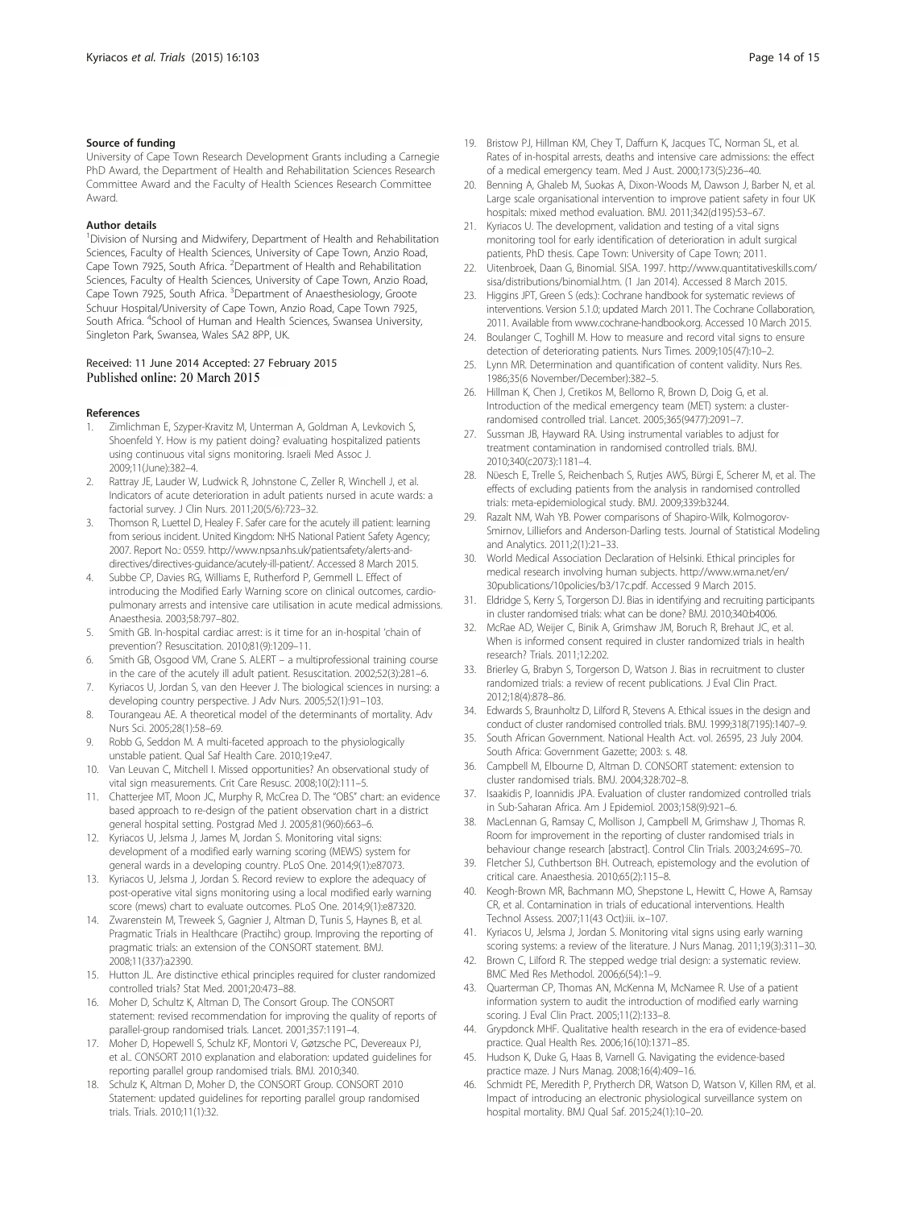### Source of funding

University of Cape Town Research Development Grants including a Carnegie PhD Award, the Department of Health and Rehabilitation Sciences Research Committee Award and the Faculty of Health Sciences Research Committee Award.

### Author details

[1]Division of Nursing and Midwifery, Department of Health and Rehabilitation Sciences, Faculty of Health Sciences, University of Cape Town, Anzio Road, Cape Town 7925, South Africa. [2]Department of Health and Rehabilitation Sciences, Faculty of Health Sciences, University of Cape Town, Anzio Road, Cape Town 7925, South Africa. [3]Department of Anaesthesiology, Groote Schuur Hospital/University of Cape Town, Anzio Road, Cape Town 7925, South Africa. [4]School of Human and Health Sciences, Swansea University, Singleton Park, Swansea, Wales SA2 8PP, UK.

Received: 11 June 2014 Accepted: 27 February 2015
Published online: 20 March 2015

### References

1. Zimlichman E, Szyper-Kravitz M, Unterman A, Goldman A, Levkovich S, Shoenfeld Y. How is my patient doing? evaluating hospitalized patients using continuous vital signs monitoring. Israeli Med Assoc J. 2009;11(June):382–4.
2. Rattray JE, Lauder W, Ludwick R, Johnstone C, Zeller R, Winchell J, et al. Indicators of acute deterioration in adult patients nursed in acute wards: a factorial survey. J Clin Nurs. 2011;20(5/6):723–32.
3. Thomson R, Luettel D, Healey F. Safer care for the acutely ill patient: learning from serious incident. United Kingdom: NHS National Patient Safety Agency; 2007. Report No.: 0559. http://www.npsa.nhs.uk/patientsafety/alerts-and-directives/directives-guidance/acutely-ill-patient/. Accessed 8 March 2015.
4. Subbe CP, Davies RG, Williams E, Rutherford P, Gemmell L. Effect of introducing the Modified Early Warning score on clinical outcomes, cardio-pulmonary arrests and intensive care utilisation in acute medical admissions. Anaesthesia. 2003;58:797–802.
5. Smith GB. In-hospital cardiac arrest: is it time for an in-hospital 'chain of prevention'? Resuscitation. 2010;81(9):1209–11.
6. Smith GB, Osgood VM, Crane S. ALERT – a multiprofessional training course in the care of the acutely ill adult patient. Resuscitation. 2002;52(3):281–6.
7. Kyriacos U, Jordan S, van den Heever J. The biological sciences in nursing: a developing country perspective. J Adv Nurs. 2005;52(1):91–103.
8. Tourangeau AE. A theoretical model of the determinants of mortality. Adv Nurs Sci. 2005;28(1):58–69.
9. Robb G, Seddon M. A multi-faceted approach to the physiologically unstable patient. Qual Saf Health Care. 2010;19:e47.
10. Van Leuvan C, Mitchell I. Missed opportunities? An observational study of vital sign measurements. Crit Care Resusc. 2008;10(2):111–5.
11. Chatterjee MT, Moon JC, Murphy R, McCrea D. The "OBS" chart: an evidence based approach to re-design of the patient observation chart in a district general hospital setting. Postgrad Med J. 2005;81(960):663–6.
12. Kyriacos U, Jelsma J, James M, Jordan S. Monitoring vital signs: development of a modified early warning scoring (MEWS) system for general wards in a developing country. PLoS One. 2014;9(1):e87073.
13. Kyriacos U, Jelsma J, Jordan S. Record review to explore the adequacy of post-operative vital signs monitoring using a local modified early warning score (mews) chart to evaluate outcomes. PLoS One. 2014;9(1):e87320.
14. Zwarenstein M, Treweek S, Gagnier J, Altman D, Tunis S, Haynes B, et al. Pragmatic Trials in Healthcare (Practihc) group. Improving the reporting of pragmatic trials: an extension of the CONSORT statement. BMJ. 2008;11(337):a2390.
15. Hutton JL. Are distinctive ethical principles required for cluster randomized controlled trials? Stat Med. 2001;20:473–88.
16. Moher D, Schultz K, Altman D, The Consort Group. The CONSORT statement: revised recommendation for improving the quality of reports of parallel-group randomised trials. Lancet. 2001;357:1191–4.
17. Moher D, Hopewell S, Schulz KF, Montori V, Gøtzsche PC, Devereaux PJ, et al.. CONSORT 2010 explanation and elaboration: updated guidelines for reporting parallel group randomised trials. BMJ. 2010;340.
18. Schulz K, Altman D, Moher D, the CONSORT Group. CONSORT 2010 Statement: updated guidelines for reporting parallel group randomised trials. Trials. 2010;11(1):32.
19. Bristow PJ, Hillman KM, Chey T, Daffurn K, Jacques TC, Norman SL, et al. Rates of in-hospital arrests, deaths and intensive care admissions: the effect of a medical emergency team. Med J Aust. 2000;173(5):236–40.
20. Benning A, Ghaleb M, Suokas A, Dixon-Woods M, Dawson J, Barber N, et al. Large scale organisational intervention to improve patient safety in four UK hospitals: mixed method evaluation. BMJ. 2011;342(d195):53–67.
21. Kyriacos U. The development, validation and testing of a vital signs monitoring tool for early identification of deterioration in adult surgical patients, PhD thesis. Cape Town: University of Cape Town; 2011.
22. Uitenbroek, Daan G, Binomial. SISA. 1997. http://www.quantitativeskills.com/sisa/distributions/binomial.htm. (1 Jan 2014). Accessed 8 March 2015.
23. Higgins JPT, Green S (eds.): Cochrane handbook for systematic reviews of interventions. Version 5.1.0; updated March 2011. The Cochrane Collaboration, 2011. Available from www.cochrane-handbook.org. Accessed 10 March 2015.
24. Boulanger C, Toghill M. How to measure and record vital signs to ensure detection of deteriorating patients. Nurs Times. 2009;105(47):10–2.
25. Lynn MR. Determination and quantification of content validity. Nurs Res. 1986;35(6 November/December):382–5.
26. Hillman K, Chen J, Cretikos M, Bellomo R, Brown D, Doig G, et al. Introduction of the medical emergency team (MET) system: a cluster-randomised controlled trial. Lancet. 2005;365(9477):2091–7.
27. Sussman JB, Hayward RA. Using instrumental variables to adjust for treatment contamination in randomised controlled trials. BMJ. 2010;340(c2073):1181–4.
28. Nüesch E, Trelle S, Reichenbach S, Rutjes AWS, Bürgi E, Scherer M, et al. The effects of excluding patients from the analysis in randomised controlled trials: meta-epidemiological study. BMJ. 2009;339:b3244.
29. Razalt NM, Wah YB. Power comparisons of Shapiro-Wilk, Kolmogorov-Smirnov, Lilliefors and Anderson-Darling tests. Journal of Statistical Modeling and Analytics. 2011;2(1):21–33.
30. World Medical Association Declaration of Helsinki. Ethical principles for medical research involving human subjects. http://www.wma.net/en/30publications/10policies/b3/17c.pdf. Accessed 9 March 2015.
31. Eldridge S, Kerry S, Torgerson DJ. Bias in identifying and recruiting participants in cluster randomised trials: what can be done? BMJ. 2010;340:b4006.
32. McRae AD, Weijer C, Binik A, Grimshaw JM, Boruch R, Brehaut JC, et al. When is informed consent required in cluster randomized trials in health research? Trials. 2011;12:202.
33. Brierley G, Brabyn S, Torgerson D, Watson J. Bias in recruitment to cluster randomized trials: a review of recent publications. J Eval Clin Pract. 2012;18(4):878–86.
34. Edwards S, Braunholtz D, Lilford R, Stevens A. Ethical issues in the design and conduct of cluster randomised controlled trials. BMJ. 1999;318(7195):1407–9.
35. South African Government. National Health Act. vol. 26595, 23 July 2004. South Africa: Government Gazette; 2003: s. 48.
36. Campbell M, Elbourne D, Altman D. CONSORT statement: extension to cluster randomised trials. BMJ. 2004;328:702–8.
37. Isaakidis P, Ioannidis JPA. Evaluation of cluster randomized controlled trials in Sub-Saharan Africa. Am J Epidemiol. 2003;158(9):921–6.
38. MacLennan G, Ramsay C, Mollison J, Campbell M, Grimshaw J, Thomas R. Room for improvement in the reporting of cluster randomised trials in behaviour change research [abstract]. Control Clin Trials. 2003;24:69S–70.
39. Fletcher SJ, Cuthbertson BH. Outreach, epistemology and the evolution of critical care. Anaesthesia. 2010;65(2):115–8.
40. Keogh-Brown MR, Bachmann MO, Shepstone L, Hewitt C, Howe A, Ramsay CR, et al. Contamination in trials of educational interventions. Health Technol Assess. 2007;11(43 Oct):iii. ix–107.
41. Kyriacos U, Jelsma J, Jordan S. Monitoring vital signs using early warning scoring systems: a review of the literature. J Nurs Manag. 2011;19(3):311–30.
42. Brown C, Lilford R. The stepped wedge trial design: a systematic review. BMC Med Res Methodol. 2006;6(54):1–9.
43. Quarterman CP, Thomas AN, McKenna M, McNamee R. Use of a patient information system to audit the introduction of modified early warning scoring. J Eval Clin Pract. 2005;11(2):133–8.
44. Grypdonck MHF. Qualitative health research in the era of evidence-based practice. Qual Health Res. 2006;16(10):1371–85.
45. Hudson K, Duke G, Haas B, Varnell G. Navigating the evidence-based practice maze. J Nurs Manag. 2008;16(4):409–16.
46. Schmidt PE, Meredith P, Prytherch DR, Watson D, Watson V, Killen RM, et al. Impact of introducing an electronic physiological surveillance system on hospital mortality. BMJ Qual Saf. 2015;24(1):10–20.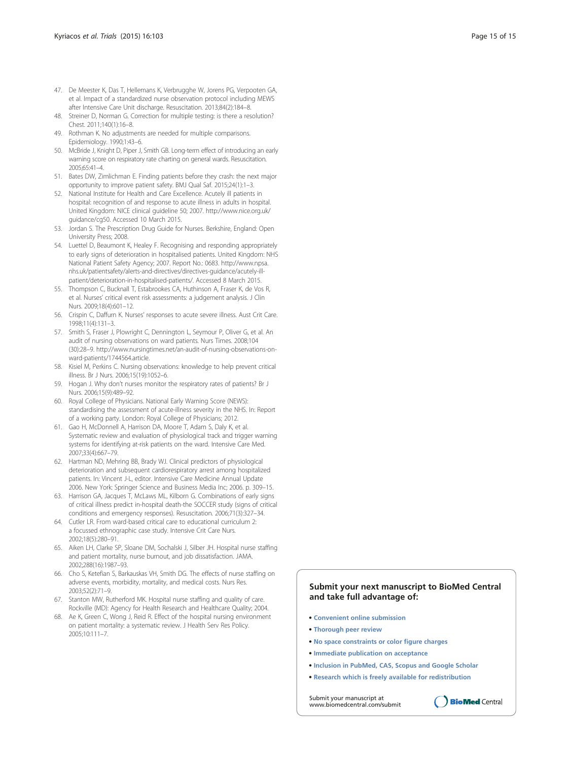47. De Meester K, Das T, Hellemans K, Verbrugghe W, Jorens PG, Verpooten GA, et al. Impact of a standardized nurse observation protocol including MEWS after Intensive Care Unit discharge. Resuscitation. 2013;84(2):184–8.
48. Streiner D, Norman G. Correction for multiple testing: is there a resolution? Chest. 2011;140(1):16–8.
49. Rothman K. No adjustments are needed for multiple comparisons. Epidemiology. 1990;1:43–6.
50. McBride J, Knight D, Piper J, Smith GB. Long-term effect of introducing an early warning score on respiratory rate charting on general wards. Resuscitation. 2005;65:41–4.
51. Bates DW, Zimlichman E. Finding patients before they crash: the next major opportunity to improve patient safety. BMJ Qual Saf. 2015;24(1):1–3.
52. National Institute for Health and Care Excellence. Acutely ill patients in hospital: recognition of and response to acute illness in adults in hospital. United Kingdom: NICE clinical guideline 50; 2007. http://www.nice.org.uk/guidance/cg50. Accessed 10 March 2015.
53. Jordan S. The Prescription Drug Guide for Nurses. Berkshire, England: Open University Press; 2008.
54. Luettel D, Beaumont K, Healey F. Recognising and responding appropriately to early signs of deterioration in hospitalised patients. United Kingdom: NHS National Patient Safety Agency; 2007. Report No.: 0683. http://www.npsa.nhs.uk/patientsafety/alerts-and-directives/directives-guidance/acutely-ill-patient/deterioration-in-hospitalised-patients/. Accessed 8 March 2015.
55. Thompson C, Bucknall T, Estabrookes CA, Huthinson A, Fraser K, de Vos R, et al. Nurses' critical event risk assessments: a judgement analysis. J Clin Nurs. 2009;18(4):601–12.
56. Crispin C, Daffurn K. Nurses' responses to acute severe illness. Aust Crit Care. 1998;11(4):131–3.
57. Smith S, Fraser J, Plowright C, Dennington L, Seymour P, Oliver G, et al. An audit of nursing observations on ward patients. Nurs Times. 2008;104 (30):28–9. http://www.nursingtimes.net/an-audit-of-nursing-observations-on-ward-patients/1744564.article.
58. Kisiel M, Perkins C. Nursing observations: knowledge to help prevent critical illness. Br J Nurs. 2006;15(19):1052–6.
59. Hogan J. Why don't nurses monitor the respiratory rates of patients? Br J Nurs. 2006;15(9):489–92.
60. Royal College of Physicians. National Early Warning Score (NEWS): standardising the assessment of acute-illness severity in the NHS. In: Report of a working party. London: Royal College of Physicians; 2012.
61. Gao H, McDonnell A, Harrison DA, Moore T, Adam S, Daly K, et al. Systematic review and evaluation of physiological track and trigger warning systems for identifying at-risk patients on the ward. Intensive Care Med. 2007;33(4):667–79.
62. Hartman ND, Mehring BB, Brady WJ. Clinical predictors of physiological deterioration and subsequent cardiorespiratory arrest among hospitalized patients. In: Vincent J-L, editor. Intensive Care Medicine Annual Update 2006. New York: Springer Science and Business Media Inc; 2006. p. 309–15.
63. Harrison GA, Jacques T, McLaws ML, Kilborn G. Combinations of early signs of critical illness predict in-hospital death-the SOCCER study (signs of critical conditions and emergency responses). Resuscitation. 2006;71(3):327–34.
64. Cutler LR. From ward-based critical care to educational curriculum 2: a focussed ethnographic case study. Intensive Crit Care Nurs. 2002;18(5):280–91.
65. Aiken LH, Clarke SP, Sloane DM, Sochalski J, Silber JH. Hospital nurse staffing and patient mortality, nurse burnout, and job dissatisfaction. JAMA. 2002;288(16):1987–93.
66. Cho S, Ketefian S, Barkauskas VH, Smith DG. The effects of nurse staffing on adverse events, morbidity, mortality, and medical costs. Nurs Res. 2003;52(2):71–9.
67. Stanton MW, Rutherford MK. Hospital nurse staffing and quality of care. Rockville (MD): Agency for Health Research and Healthcare Quality; 2004.
68. Ae K, Green C, Wong J, Reid R. Effect of the hospital nursing environment on patient mortality: a systematic review. J Health Serv Res Policy. 2005;10:111–7.

**Submit your next manuscript to BioMed Central and take full advantage of:**

- **Convenient online submission**
- **Thorough peer review**
- **No space constraints or color figure charges**
- **Immediate publication on acceptance**
- **Inclusion in PubMed, CAS, Scopus and Google Scholar**
- **Research which is freely available for redistribution**

Submit your manuscript at
www.biomedcentral.com/submit

BioMed Central